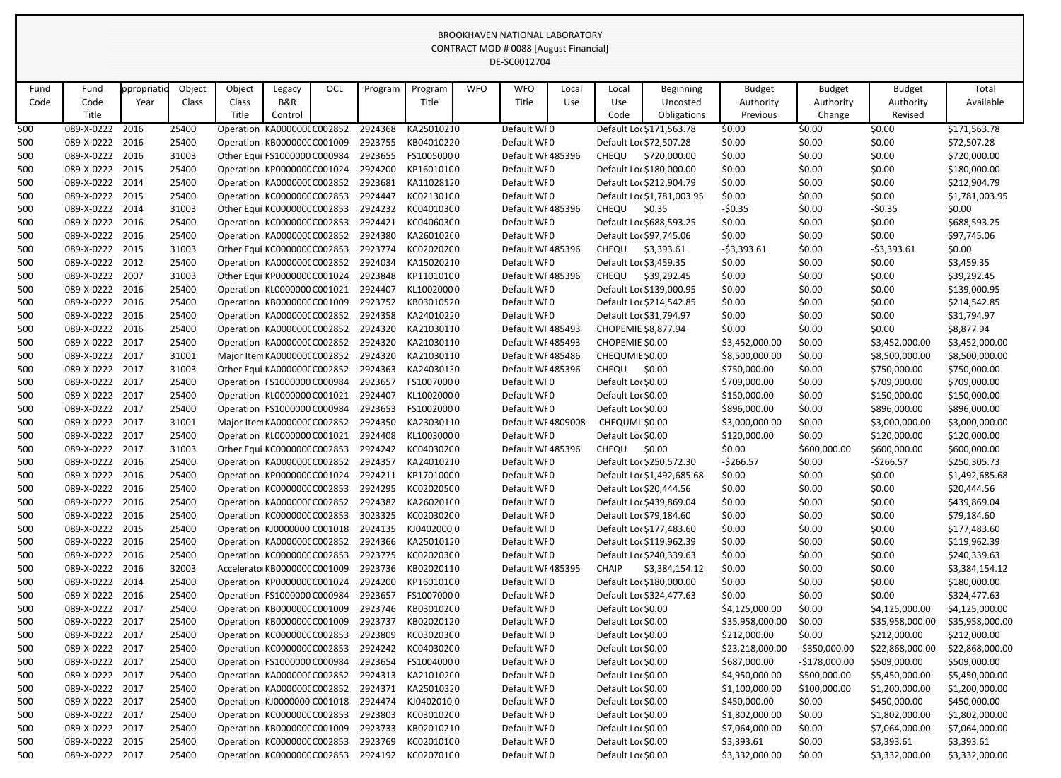BROOKHAVEN NATIONAL LABORATORY
CONTRACT MOD # 0088 [August Financial]
DE-SC0012704

| Fund Code | Fund Code Title | ppropriatio Year | Object Class | Object Class Title | Legacy B&R Control | OCL | Program | Program Title | WFO | WFO Title | Local Use | Local Use Code | Beginning Uncosted Obligations | Budget Authority Previous | Budget Authority Change | Budget Authority Revised | Total Available |
|---|---|---|---|---|---|---|---|---|---|---|---|---|---|---|---|---|---|
| 500 | 089-X-0222 | 2016 | 25400 | Operation | KA0000000 | C002852 | 2924368 | KA25010210 | | Default WF0 | | Default Loc | $171,563.78 | $0.00 | $0.00 | $0.00 | $171,563.78 |
| 500 | 089-X-0222 | 2016 | 25400 | Operation | KB0000000 | C001009 | 2923755 | KB04010220 | | Default WF0 | | Default Loc | $72,507.28 | $0.00 | $0.00 | $0.00 | $72,507.28 |
| 500 | 089-X-0222 | 2016 | 31003 | Other Equi | FS1000000 | C000984 | 2923655 | FS10050000 | | Default WF | 485396 | CHEQU | $720,000.00 | $0.00 | $0.00 | $0.00 | $720,000.00 |
| 500 | 089-X-0222 | 2015 | 25400 | Operation | KP0000000 | C001024 | 2924200 | KP16010100 | | Default WF0 | | Default Loc | $180,000.00 | $0.00 | $0.00 | $0.00 | $180,000.00 |
| 500 | 089-X-0222 | 2014 | 25400 | Operation | KA0000000 | C002852 | 2923681 | KA11028120 | | Default WF0 | | Default Loc | $212,904.79 | $0.00 | $0.00 | $0.00 | $212,904.79 |
| 500 | 089-X-0222 | 2015 | 25400 | Operation | KC0000000 | C002853 | 2924447 | KC02130100 | | Default WF0 | | Default Loc | $1,781,003.95 | $0.00 | $0.00 | $0.00 | $1,781,003.95 |
| 500 | 089-X-0222 | 2014 | 31003 | Other Equi | KC0000000 | C002853 | 2924232 | KC04010300 | | Default WF | 485396 | CHEQU | $0.35 | -$0.35 | $0.00 | -$0.35 | $0.00 |
| 500 | 089-X-0222 | 2016 | 25400 | Operation | KC0000000 | C002853 | 2924421 | KC04060300 | | Default WF0 | | Default Loc | $688,593.25 | $0.00 | $0.00 | $0.00 | $688,593.25 |
| 500 | 089-X-0222 | 2016 | 25400 | Operation | KA0000000 | C002852 | 2924380 | KA26010200 | | Default WF0 | | Default Loc | $97,745.06 | $0.00 | $0.00 | $0.00 | $97,745.06 |
| 500 | 089-X-0222 | 2015 | 31003 | Other Equi | KC0000000 | C002853 | 2923774 | KC02020200 | | Default WF | 485396 | CHEQU | $3,393.61 | -$3,393.61 | $0.00 | -$3,393.61 | $0.00 |
| 500 | 089-X-0222 | 2012 | 25400 | Operation | KA0000000 | C002852 | 2924034 | KA15020210 | | Default WF0 | | Default Loc | $3,459.35 | $0.00 | $0.00 | $0.00 | $3,459.35 |
| 500 | 089-X-0222 | 2007 | 31003 | Other Equi | KP0000000 | C001024 | 2923848 | KP11010100 | | Default WF | 485396 | CHEQU | $39,292.45 | $0.00 | $0.00 | $0.00 | $39,292.45 |
| 500 | 089-X-0222 | 2016 | 25400 | Operation | KL0000000 | C001021 | 2924407 | KL10020000 | | Default WF0 | | Default Loc | $139,000.95 | $0.00 | $0.00 | $0.00 | $139,000.95 |
| 500 | 089-X-0222 | 2016 | 25400 | Operation | KB0000000 | C001009 | 2923752 | KB03010520 | | Default WF0 | | Default Loc | $214,542.85 | $0.00 | $0.00 | $0.00 | $214,542.85 |
| 500 | 089-X-0222 | 2016 | 25400 | Operation | KA0000000 | C002852 | 2924358 | KA24010220 | | Default WF0 | | Default Loc | $31,794.97 | $0.00 | $0.00 | $0.00 | $31,794.97 |
| 500 | 089-X-0222 | 2016 | 25400 | Operation | KA0000000 | C002852 | 2924320 | KA21030110 | | Default WF | 485493 | CHOPEMIE | $8,877.94 | $0.00 | $0.00 | $0.00 | $8,877.94 |
| 500 | 089-X-0222 | 2017 | 25400 | Operation | KA0000000 | C002852 | 2924320 | KA21030110 | | Default WF | 485493 | CHOPEMIE | $0.00 | $3,452,000.00 | $0.00 | $3,452,000.00 | $3,452,000.00 |
| 500 | 089-X-0222 | 2017 | 31001 | Major Item | KA0000000 | C002852 | 2924320 | KA21030110 | | Default WF | 485486 | CHEQUMIE | $0.00 | $8,500,000.00 | $0.00 | $8,500,000.00 | $8,500,000.00 |
| 500 | 089-X-0222 | 2017 | 31003 | Other Equi | KA0000000 | C002852 | 2924363 | KA24030130 | | Default WF | 485396 | CHEQU | $0.00 | $750,000.00 | $0.00 | $750,000.00 | $750,000.00 |
| 500 | 089-X-0222 | 2017 | 25400 | Operation | FS1000000 | C000984 | 2923657 | FS10070000 | | Default WF0 | | Default Loc | $0.00 | $709,000.00 | $0.00 | $709,000.00 | $709,000.00 |
| 500 | 089-X-0222 | 2017 | 25400 | Operation | KL0000000 | C001021 | 2924407 | KL10020000 | | Default WF0 | | Default Loc | $0.00 | $150,000.00 | $0.00 | $150,000.00 | $150,000.00 |
| 500 | 089-X-0222 | 2017 | 25400 | Operation | FS1000000 | C000984 | 2923653 | FS10020000 | | Default WF0 | | Default Loc | $0.00 | $896,000.00 | $0.00 | $896,000.00 | $896,000.00 |
| 500 | 089-X-0222 | 2017 | 31001 | Major Item | KA0000000 | C002852 | 2924350 | KA23030110 | | Default WF | 4809008 | CHEQUMII | $0.00 | $3,000,000.00 | $0.00 | $3,000,000.00 | $3,000,000.00 |
| 500 | 089-X-0222 | 2017 | 25400 | Operation | KL0000000 | C001021 | 2924408 | KL10030000 | | Default WF0 | | Default Loc | $0.00 | $120,000.00 | $0.00 | $120,000.00 | $120,000.00 |
| 500 | 089-X-0222 | 2017 | 31003 | Other Equi | KC0000000 | C002853 | 2924242 | KC04030200 | | Default WF | 485396 | CHEQU | $0.00 | $0.00 | $600,000.00 | $600,000.00 | $600,000.00 |
| 500 | 089-X-0222 | 2016 | 25400 | Operation | KA0000000 | C002852 | 2924357 | KA24010210 | | Default WF0 | | Default Loc | $250,572.30 | -$266.57 | $0.00 | -$266.57 | $250,305.73 |
| 500 | 089-X-0222 | 2016 | 25400 | Operation | KP0000000 | C001024 | 2924211 | KP17010000 | | Default WF0 | | Default Loc | $1,492,685.68 | $0.00 | $0.00 | $0.00 | $1,492,685.68 |
| 500 | 089-X-0222 | 2016 | 25400 | Operation | KC0000000 | C002853 | 2924295 | KC02020500 | | Default WF0 | | Default Loc | $20,444.56 | $0.00 | $0.00 | $0.00 | $20,444.56 |
| 500 | 089-X-0222 | 2016 | 25400 | Operation | KA0000000 | C002852 | 2924382 | KA26010100 | | Default WF0 | | Default Loc | $439,869.04 | $0.00 | $0.00 | $0.00 | $439,869.04 |
| 500 | 089-X-0222 | 2016 | 25400 | Operation | KC0000000 | C002853 | 3023325 | KC02030200 | | Default WF0 | | Default Loc | $79,184.60 | $0.00 | $0.00 | $0.00 | $79,184.60 |
| 500 | 089-X-0222 | 2015 | 25400 | Operation | KJ0000000 | C001018 | 2924135 | KJ04020000 | | Default WF0 | | Default Loc | $177,483.60 | $0.00 | $0.00 | $0.00 | $177,483.60 |
| 500 | 089-X-0222 | 2016 | 25400 | Operation | KA0000000 | C002852 | 2924366 | KA25010120 | | Default WF0 | | Default Loc | $119,962.39 | $0.00 | $0.00 | $0.00 | $119,962.39 |
| 500 | 089-X-0222 | 2016 | 25400 | Operation | KC0000000 | C002853 | 2923775 | KC02020300 | | Default WF0 | | Default Loc | $240,339.63 | $0.00 | $0.00 | $0.00 | $240,339.63 |
| 500 | 089-X-0222 | 2016 | 32003 | Accelerato | KB0000000 | C001009 | 2923736 | KB02020110 | | Default WF | 485395 | CHAIP | $3,384,154.12 | $0.00 | $0.00 | $0.00 | $3,384,154.12 |
| 500 | 089-X-0222 | 2014 | 25400 | Operation | KP0000000 | C001024 | 2924200 | KP16010100 | | Default WF0 | | Default Loc | $180,000.00 | $0.00 | $0.00 | $0.00 | $180,000.00 |
| 500 | 089-X-0222 | 2016 | 25400 | Operation | FS1000000 | C000984 | 2923657 | FS10070000 | | Default WF0 | | Default Loc | $324,477.63 | $0.00 | $0.00 | $0.00 | $324,477.63 |
| 500 | 089-X-0222 | 2017 | 25400 | Operation | KB0000000 | C001009 | 2923746 | KB03010200 | | Default WF0 | | Default Loc | $0.00 | $4,125,000.00 | $0.00 | $4,125,000.00 | $4,125,000.00 |
| 500 | 089-X-0222 | 2017 | 25400 | Operation | KB0000000 | C001009 | 2923737 | KB02020120 | | Default WF0 | | Default Loc | $0.00 | $35,958,000.00 | $0.00 | $35,958,000.00 | $35,958,000.00 |
| 500 | 089-X-0222 | 2017 | 25400 | Operation | KC0000000 | C002853 | 2923809 | KC03020300 | | Default WF0 | | Default Loc | $0.00 | $212,000.00 | $0.00 | $212,000.00 | $212,000.00 |
| 500 | 089-X-0222 | 2017 | 25400 | Operation | KC0000000 | C002853 | 2924242 | KC04030200 | | Default WF0 | | Default Loc | $0.00 | $23,218,000.00 | -$350,000.00 | $22,868,000.00 | $22,868,000.00 |
| 500 | 089-X-0222 | 2017 | 25400 | Operation | FS1000000 | C000984 | 2923654 | FS10040000 | | Default WF0 | | Default Loc | $0.00 | $687,000.00 | -$178,000.00 | $509,000.00 | $509,000.00 |
| 500 | 089-X-0222 | 2017 | 25400 | Operation | KA0000000 | C002852 | 2924313 | KA21010200 | | Default WF0 | | Default Loc | $0.00 | $4,950,000.00 | $500,000.00 | $5,450,000.00 | $5,450,000.00 |
| 500 | 089-X-0222 | 2017 | 25400 | Operation | KA0000000 | C002852 | 2924371 | KA25010320 | | Default WF0 | | Default Loc | $0.00 | $1,100,000.00 | $100,000.00 | $1,200,000.00 | $1,200,000.00 |
| 500 | 089-X-0222 | 2017 | 25400 | Operation | KJ0000000 | C001018 | 2924474 | KJ04020100 | | Default WF0 | | Default Loc | $0.00 | $450,000.00 | $0.00 | $450,000.00 | $450,000.00 |
| 500 | 089-X-0222 | 2017 | 25400 | Operation | KC0000000 | C002853 | 2923803 | KC03010200 | | Default WF0 | | Default Loc | $0.00 | $1,802,000.00 | $0.00 | $1,802,000.00 | $1,802,000.00 |
| 500 | 089-X-0222 | 2017 | 25400 | Operation | KB0000000 | C001009 | 2923733 | KB02010210 | | Default WF0 | | Default Loc | $0.00 | $7,064,000.00 | $0.00 | $7,064,000.00 | $7,064,000.00 |
| 500 | 089-X-0222 | 2015 | 25400 | Operation | KC0000000 | C002853 | 2923769 | KC02010100 | | Default WF0 | | Default Loc | $0.00 | $3,393.61 | $0.00 | $3,393.61 | $3,393.61 |
| 500 | 089-X-0222 | 2017 | 25400 | Operation | KC0000000 | C002853 | 2924192 | KC02070100 | | Default WF0 | | Default Loc | $0.00 | $3,332,000.00 | $0.00 | $3,332,000.00 | $3,332,000.00 |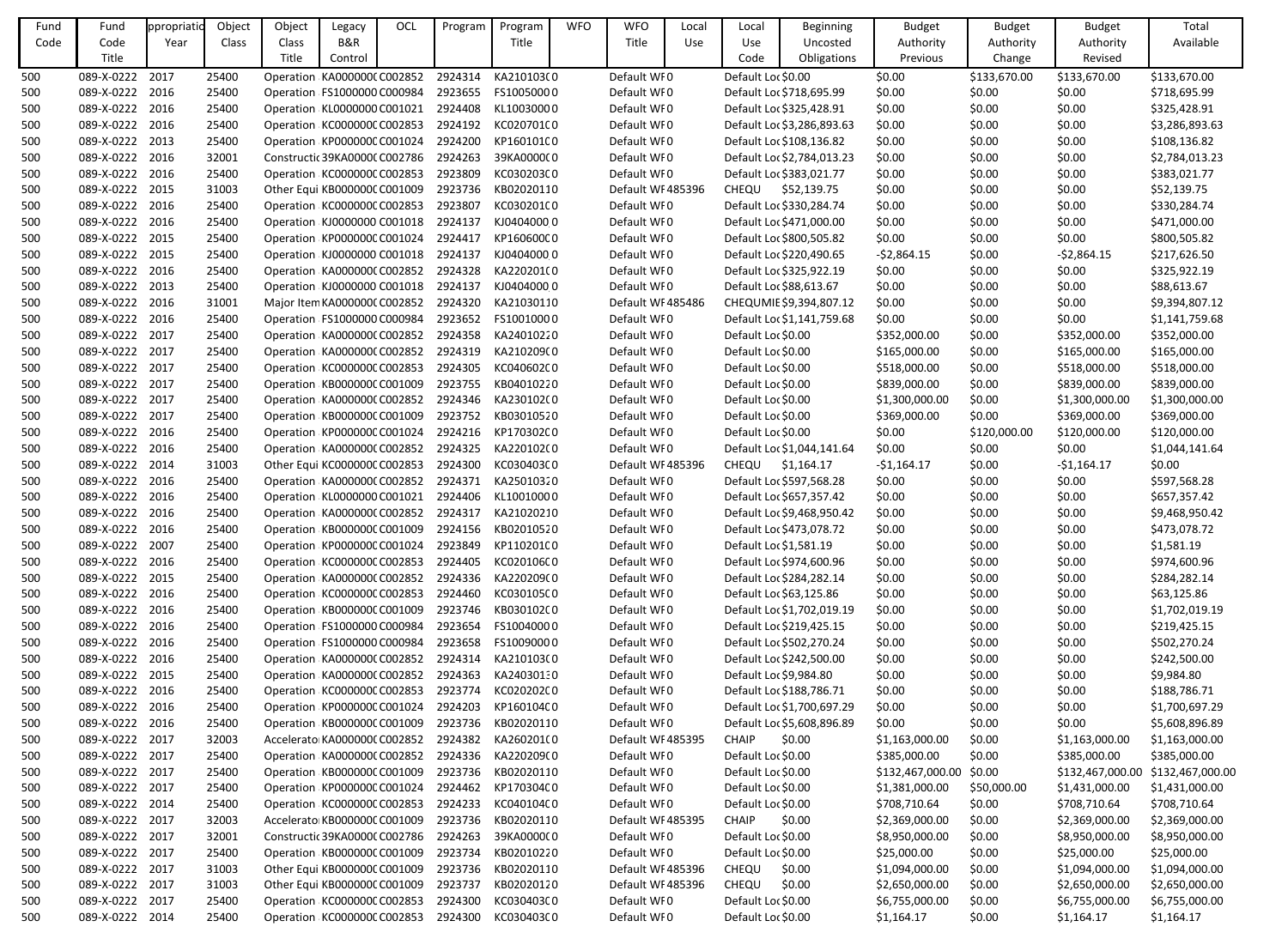| Fund Code | Fund Code Title | ppropriatio Year | Object Class | Object Class Title | Legacy B&R Control | OCL | Program | Program Title | WFO | WFO Title | Local Use | Local Use Code | Beginning Uncosted Obligations | Budget Authority Previous | Budget Authority Change | Budget Authority Revised | Total Available |
|---|---|---|---|---|---|---|---|---|---|---|---|---|---|---|---|---|---|
| 500 | 089-X-0222 | 2017 | 25400 | Operation | KA000000( | C002852 | 2924314 | KA210103( | 0 | Default WF | 0 | Default Loc | $0.00 | $0.00 | $133,670.00 | $133,670.00 | $133,670.00 |
| 500 | 089-X-0222 | 2016 | 25400 | Operation | FS1000000 | C000984 | 2923655 | FS1005000 | 0 | Default WF | 0 | Default Loc | $718,695.99 | $0.00 | $0.00 | $0.00 | $718,695.99 |
| 500 | 089-X-0222 | 2016 | 25400 | Operation | KL0000000 | C001021 | 2924408 | KL1003000 | 0 | Default WF | 0 | Default Loc | $325,428.91 | $0.00 | $0.00 | $0.00 | $325,428.91 |
| 500 | 089-X-0222 | 2016 | 25400 | Operation | KC000000( | C002853 | 2924192 | KC020701( | 0 | Default WF | 0 | Default Loc | $3,286,893.63 | $0.00 | $0.00 | $0.00 | $3,286,893.63 |
| 500 | 089-X-0222 | 2013 | 25400 | Operation | KP000000( | C001024 | 2924200 | KP160101( | 0 | Default WF | 0 | Default Loc | $108,136.82 | $0.00 | $0.00 | $0.00 | $108,136.82 |
| 500 | 089-X-0222 | 2016 | 32001 | Constructi | 39KA0000( | C002786 | 2924263 | 39KA0000( | 0 | Default WF | 0 | Default Loc | $2,784,013.23 | $0.00 | $0.00 | $0.00 | $2,784,013.23 |
| 500 | 089-X-0222 | 2016 | 25400 | Operation | KC000000( | C002853 | 2923809 | KC030203( | 0 | Default WF | 0 | Default Loc | $383,021.77 | $0.00 | $0.00 | $0.00 | $383,021.77 |
| 500 | 089-X-0222 | 2015 | 31003 | Other Equi | KB000000( | C001009 | 2923736 | KB020201 | 10 | Default WF | 485396 | CHEQU | $52,139.75 | $0.00 | $0.00 | $0.00 | $52,139.75 |
| 500 | 089-X-0222 | 2016 | 25400 | Operation | KC000000( | C002853 | 2923807 | KC030201( | 0 | Default WF | 0 | Default Loc | $330,284.74 | $0.00 | $0.00 | $0.00 | $330,284.74 |
| 500 | 089-X-0222 | 2016 | 25400 | Operation | KJ0000000 | C001018 | 2924137 | KJ0404000 | 0 | Default WF | 0 | Default Loc | $471,000.00 | $0.00 | $0.00 | $0.00 | $471,000.00 |
| 500 | 089-X-0222 | 2015 | 25400 | Operation | KP000000( | C001024 | 2924417 | KP160600( | 0 | Default WF | 0 | Default Loc | $800,505.82 | $0.00 | $0.00 | $0.00 | $800,505.82 |
| 500 | 089-X-0222 | 2015 | 25400 | Operation | KJ0000000 | C001018 | 2924137 | KJ0404000 | 0 | Default WF | 0 | Default Loc | $220,490.65 | -$2,864.15 | $0.00 | -$2,864.15 | $217,626.50 |
| 500 | 089-X-0222 | 2016 | 25400 | Operation | KA000000( | C002852 | 2924328 | KA220201( | 0 | Default WF | 0 | Default Loc | $325,922.19 | $0.00 | $0.00 | $0.00 | $325,922.19 |
| 500 | 089-X-0222 | 2013 | 25400 | Operation | KJ0000000 | C001018 | 2924137 | KJ0404000 | 0 | Default WF | 0 | Default Loc | $88,613.67 | $0.00 | $0.00 | $0.00 | $88,613.67 |
| 500 | 089-X-0222 | 2016 | 31001 | Major Item | KA000000( | C002852 | 2924320 | KA210301 | 10 | Default WF | 485486 | CHEQUMIE | $9,394,807.12 | $0.00 | $0.00 | $0.00 | $9,394,807.12 |
| 500 | 089-X-0222 | 2016 | 25400 | Operation | FS1000000 | C000984 | 2923652 | FS1001000 | 0 | Default WF | 0 | Default Loc | $1,141,759.68 | $0.00 | $0.00 | $0.00 | $1,141,759.68 |
| 500 | 089-X-0222 | 2017 | 25400 | Operation | KA000000( | C002852 | 2924358 | KA240102 | 20 | Default WF | 0 | Default Loc | $0.00 | $352,000.00 | $0.00 | $352,000.00 | $352,000.00 |
| 500 | 089-X-0222 | 2017 | 25400 | Operation | KA000000( | C002852 | 2924319 | KA210209( | 0 | Default WF | 0 | Default Loc | $0.00 | $165,000.00 | $0.00 | $165,000.00 | $165,000.00 |
| 500 | 089-X-0222 | 2017 | 25400 | Operation | KC000000( | C002853 | 2924305 | KC040602( | 0 | Default WF | 0 | Default Loc | $0.00 | $518,000.00 | $0.00 | $518,000.00 | $518,000.00 |
| 500 | 089-X-0222 | 2017 | 25400 | Operation | KB000000( | C001009 | 2923755 | KB040102 | 20 | Default WF | 0 | Default Loc | $0.00 | $839,000.00 | $0.00 | $839,000.00 | $839,000.00 |
| 500 | 089-X-0222 | 2017 | 25400 | Operation | KA000000( | C002852 | 2924346 | KA230102( | 0 | Default WF | 0 | Default Loc | $0.00 | $1,300,000.00 | $0.00 | $1,300,000.00 | $1,300,000.00 |
| 500 | 089-X-0222 | 2017 | 25400 | Operation | KB000000( | C001009 | 2923752 | KB030105 | 20 | Default WF | 0 | Default Loc | $0.00 | $369,000.00 | $0.00 | $369,000.00 | $369,000.00 |
| 500 | 089-X-0222 | 2016 | 25400 | Operation | KP000000( | C001024 | 2924216 | KP170302( | 0 | Default WF | 0 | Default Loc | $0.00 | $0.00 | $120,000.00 | $120,000.00 | $120,000.00 |
| 500 | 089-X-0222 | 2016 | 25400 | Operation | KA000000( | C002852 | 2924325 | KA220102( | 0 | Default WF | 0 | Default Loc | $1,044,141.64 | $0.00 | $0.00 | $0.00 | $1,044,141.64 |
| 500 | 089-X-0222 | 2014 | 31003 | Other Equi | KC000000( | C002853 | 2924300 | KC030403( | 0 | Default WF | 485396 | CHEQU | $1,164.17 | -$1,164.17 | $0.00 | -$1,164.17 | $0.00 |
| 500 | 089-X-0222 | 2016 | 25400 | Operation | KA000000( | C002852 | 2924371 | KA250103 | 20 | Default WF | 0 | Default Loc | $597,568.28 | $0.00 | $0.00 | $0.00 | $597,568.28 |
| 500 | 089-X-0222 | 2016 | 25400 | Operation | KL0000000 | C001021 | 2924406 | KL1001000 | 0 | Default WF | 0 | Default Loc | $657,357.42 | $0.00 | $0.00 | $0.00 | $657,357.42 |
| 500 | 089-X-0222 | 2016 | 25400 | Operation | KA000000( | C002852 | 2924317 | KA210202 | 10 | Default WF | 0 | Default Loc | $9,468,950.42 | $0.00 | $0.00 | $0.00 | $9,468,950.42 |
| 500 | 089-X-0222 | 2016 | 25400 | Operation | KB000000( | C001009 | 2924156 | KB020105 | 20 | Default WF | 0 | Default Loc | $473,078.72 | $0.00 | $0.00 | $0.00 | $473,078.72 |
| 500 | 089-X-0222 | 2007 | 25400 | Operation | KP000000( | C001024 | 2923849 | KP110201( | 0 | Default WF | 0 | Default Loc | $1,581.19 | $0.00 | $0.00 | $0.00 | $1,581.19 |
| 500 | 089-X-0222 | 2016 | 25400 | Operation | KC000000( | C002853 | 2924405 | KC020106( | 0 | Default WF | 0 | Default Loc | $974,600.96 | $0.00 | $0.00 | $0.00 | $974,600.96 |
| 500 | 089-X-0222 | 2015 | 25400 | Operation | KA000000( | C002852 | 2924336 | KA220209( | 0 | Default WF | 0 | Default Loc | $284,282.14 | $0.00 | $0.00 | $0.00 | $284,282.14 |
| 500 | 089-X-0222 | 2016 | 25400 | Operation | KC000000( | C002853 | 2924460 | KC030105( | 0 | Default WF | 0 | Default Loc | $63,125.86 | $0.00 | $0.00 | $0.00 | $63,125.86 |
| 500 | 089-X-0222 | 2016 | 25400 | Operation | KB000000( | C001009 | 2923746 | KB030102( | 0 | Default WF | 0 | Default Loc | $1,702,019.19 | $0.00 | $0.00 | $0.00 | $1,702,019.19 |
| 500 | 089-X-0222 | 2016 | 25400 | Operation | FS1000000 | C000984 | 2923654 | FS1004000 | 0 | Default WF | 0 | Default Loc | $219,425.15 | $0.00 | $0.00 | $0.00 | $219,425.15 |
| 500 | 089-X-0222 | 2016 | 25400 | Operation | FS1000000 | C000984 | 2923658 | FS1009000 | 0 | Default WF | 0 | Default Loc | $502,270.24 | $0.00 | $0.00 | $0.00 | $502,270.24 |
| 500 | 089-X-0222 | 2016 | 25400 | Operation | KA000000( | C002852 | 2924314 | KA210103( | 0 | Default WF | 0 | Default Loc | $242,500.00 | $0.00 | $0.00 | $0.00 | $242,500.00 |
| 500 | 089-X-0222 | 2015 | 25400 | Operation | KA000000( | C002852 | 2924363 | KA240301 | 30 | Default WF | 0 | Default Loc | $9,984.80 | $0.00 | $0.00 | $0.00 | $9,984.80 |
| 500 | 089-X-0222 | 2016 | 25400 | Operation | KC000000( | C002853 | 2923774 | KC020202( | 0 | Default WF | 0 | Default Loc | $188,786.71 | $0.00 | $0.00 | $0.00 | $188,786.71 |
| 500 | 089-X-0222 | 2016 | 25400 | Operation | KP000000( | C001024 | 2924203 | KP160104( | 0 | Default WF | 0 | Default Loc | $1,700,697.29 | $0.00 | $0.00 | $0.00 | $1,700,697.29 |
| 500 | 089-X-0222 | 2016 | 25400 | Operation | KB000000( | C001009 | 2923736 | KB020201 | 10 | Default WF | 0 | Default Loc | $5,608,896.89 | $0.00 | $0.00 | $0.00 | $5,608,896.89 |
| 500 | 089-X-0222 | 2017 | 32003 | Accelerato | KA000000( | C002852 | 2924382 | KA260201( | 0 | Default WF | 485395 | CHAIP | $0.00 | $1,163,000.00 | $0.00 | $1,163,000.00 | $1,163,000.00 |
| 500 | 089-X-0222 | 2017 | 25400 | Operation | KA000000( | C002852 | 2924336 | KA220209( | 0 | Default WF | 0 | Default Loc | $0.00 | $385,000.00 | $0.00 | $385,000.00 | $385,000.00 |
| 500 | 089-X-0222 | 2017 | 25400 | Operation | KB000000( | C001009 | 2923736 | KB020201 | 10 | Default WF | 0 | Default Loc | $0.00 | $132,467,000.00 | $0.00 | $132,467,000.00 | $132,467,000.00 |
| 500 | 089-X-0222 | 2017 | 25400 | Operation | KP000000( | C001024 | 2924462 | KP170304( | 0 | Default WF | 0 | Default Loc | $0.00 | $1,381,000.00 | $50,000.00 | $1,431,000.00 | $1,431,000.00 |
| 500 | 089-X-0222 | 2014 | 25400 | Operation | KC000000( | C002853 | 2924233 | KC040104( | 0 | Default WF | 0 | Default Loc | $0.00 | $708,710.64 | $0.00 | $708,710.64 | $708,710.64 |
| 500 | 089-X-0222 | 2017 | 32003 | Accelerato | KB000000( | C001009 | 2923736 | KB020201 | 10 | Default WF | 485395 | CHAIP | $0.00 | $2,369,000.00 | $0.00 | $2,369,000.00 | $2,369,000.00 |
| 500 | 089-X-0222 | 2017 | 32001 | Constructi | 39KA0000( | C002786 | 2924263 | 39KA0000( | 0 | Default WF | 0 | Default Loc | $0.00 | $8,950,000.00 | $0.00 | $8,950,000.00 | $8,950,000.00 |
| 500 | 089-X-0222 | 2017 | 25400 | Operation | KB000000( | C001009 | 2923734 | KB020102 | 20 | Default WF | 0 | Default Loc | $0.00 | $25,000.00 | $0.00 | $25,000.00 | $25,000.00 |
| 500 | 089-X-0222 | 2017 | 31003 | Other Equi | KB000000( | C001009 | 2923736 | KB020201 | 10 | Default WF | 485396 | CHEQU | $0.00 | $1,094,000.00 | $0.00 | $1,094,000.00 | $1,094,000.00 |
| 500 | 089-X-0222 | 2017 | 31003 | Other Equi | KB000000( | C001009 | 2923737 | KB020201 | 20 | Default WF | 485396 | CHEQU | $0.00 | $2,650,000.00 | $0.00 | $2,650,000.00 | $2,650,000.00 |
| 500 | 089-X-0222 | 2017 | 25400 | Operation | KC000000( | C002853 | 2924300 | KC030403( | 0 | Default WF | 0 | Default Loc | $0.00 | $6,755,000.00 | $0.00 | $6,755,000.00 | $6,755,000.00 |
| 500 | 089-X-0222 | 2014 | 25400 | Operation | KC000000( | C002853 | 2924300 | KC030403( | 0 | Default WF | 0 | Default Loc | $0.00 | $1,164.17 | $0.00 | $1,164.17 | $1,164.17 |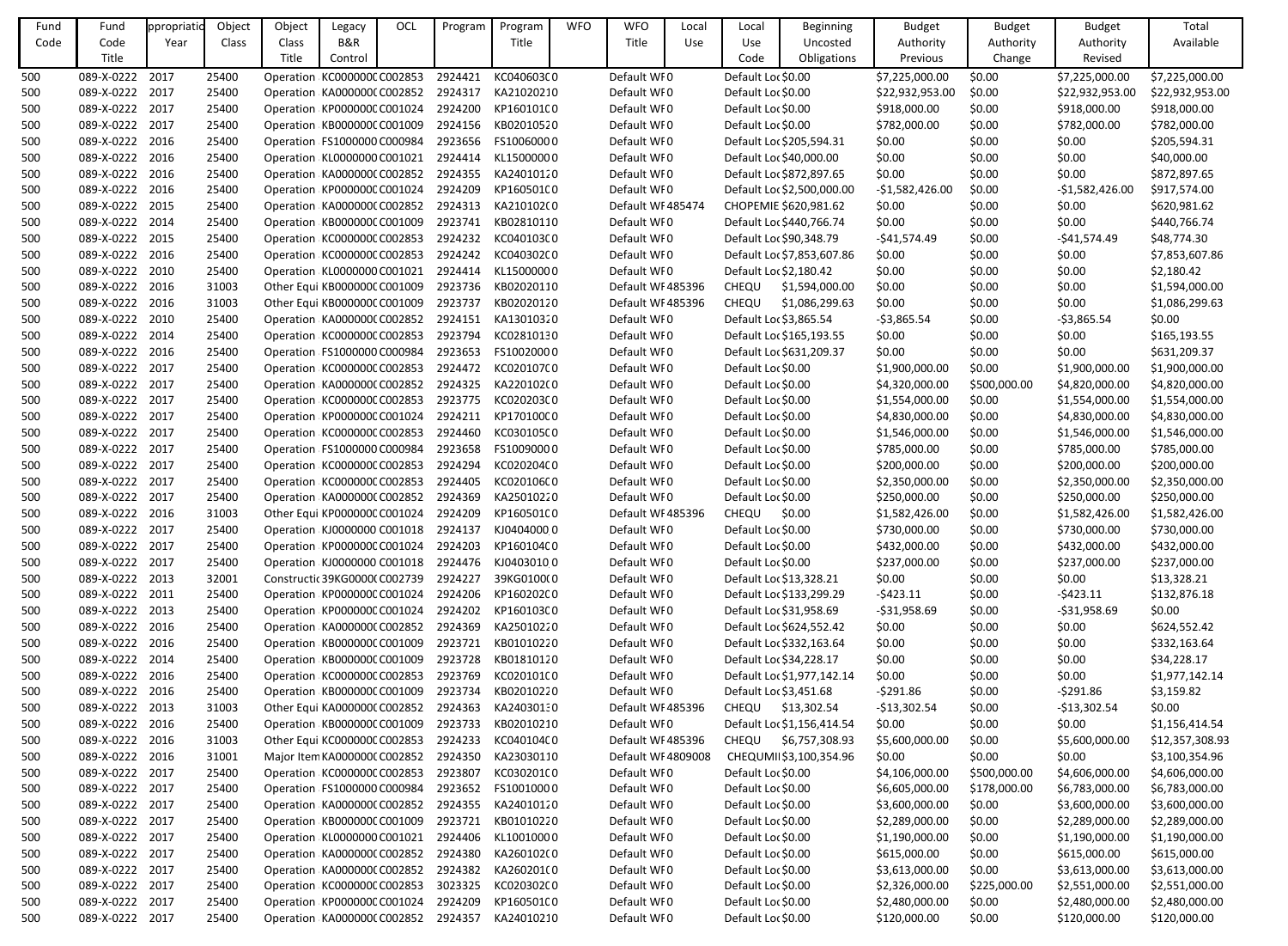| Fund Code | Fund Code Title | Appropriation Year | Object Class | Object Class Title | Legacy B&R Control | OCL | Program | Program Title | WFO | WFO Title | Local Use | Local Use Code | Beginning Uncosted Obligations | Budget Authority Previous | Budget Authority Change | Budget Authority Revised | Total Available |
|---|---|---|---|---|---|---|---|---|---|---|---|---|---|---|---|---|---|
| 500 | 089-X-0222 | 2017 | 25400 | Operation | KC000000C | C002853 | 2924421 | KC040603C | 0 | Default WF | 0 | Default Loc | $0.00 | $7,225,000.00 | $0.00 | $7,225,000.00 | $7,225,000.00 |
| 500 | 089-X-0222 | 2017 | 25400 | Operation | KA000000C | C002852 | 2924317 | KA210202 | 0 | Default WF | 0 | Default Loc | $0.00 | $22,932,953.00 | $0.00 | $22,932,953.00 | $22,932,953.00 |
| 500 | 089-X-0222 | 2017 | 25400 | Operation | KP000000C | C001024 | 2924200 | KP160101C | 0 | Default WF | 0 | Default Loc | $0.00 | $918,000.00 | $0.00 | $918,000.00 | $918,000.00 |
| 500 | 089-X-0222 | 2017 | 25400 | Operation | KB000000C | C001009 | 2924156 | KB020105 | 0 | Default WF | 0 | Default Loc | $0.00 | $782,000.00 | $0.00 | $782,000.00 | $782,000.00 |
| 500 | 089-X-0222 | 2016 | 25400 | Operation | FS1000000 | C000984 | 2923656 | FS1006000 | 0 | Default WF | 0 | Default Loc | $205,594.31 | $0.00 | $0.00 | $0.00 | $205,594.31 |
| 500 | 089-X-0222 | 2016 | 25400 | Operation | KL0000000 | C001021 | 2924414 | KL1500000 | 0 | Default WF | 0 | Default Loc | $40,000.00 | $0.00 | $0.00 | $0.00 | $40,000.00 |
| 500 | 089-X-0222 | 2016 | 25400 | Operation | KA000000C | C002852 | 2924355 | KA240101 | 0 | Default WF | 0 | Default Loc | $872,897.65 | $0.00 | $0.00 | $0.00 | $872,897.65 |
| 500 | 089-X-0222 | 2016 | 25400 | Operation | KP000000C | C001024 | 2924209 | KP160501C | 0 | Default WF | 0 | Default Loc | $2,500,000.00 | -$1,582,426.00 | $0.00 | -$1,582,426.00 | $917,574.00 |
| 500 | 089-X-0222 | 2015 | 25400 | Operation | KA000000C | C002852 | 2924313 | KA210102C | 0 | Default WF | 485474 | CHOPEMIE | $620,981.62 | $0.00 | $0.00 | $0.00 | $620,981.62 |
| 500 | 089-X-0222 | 2014 | 25400 | Operation | KB000000C | C001009 | 2923741 | KB028101 | 0 | Default WF | 0 | Default Loc | $440,766.74 | $0.00 | $0.00 | $0.00 | $440,766.74 |
| 500 | 089-X-0222 | 2015 | 25400 | Operation | KC000000C | C002853 | 2924232 | KC040103C | 0 | Default WF | 0 | Default Loc | $90,348.79 | -$41,574.49 | $0.00 | -$41,574.49 | $48,774.30 |
| 500 | 089-X-0222 | 2016 | 25400 | Operation | KC000000C | C002853 | 2924242 | KC040302C | 0 | Default WF | 0 | Default Loc | $7,853,607.86 | $0.00 | $0.00 | $0.00 | $7,853,607.86 |
| 500 | 089-X-0222 | 2010 | 25400 | Operation | KL0000000 | C001021 | 2924414 | KL1500000 | 0 | Default WF | 0 | Default Loc | $2,180.42 | $0.00 | $0.00 | $0.00 | $2,180.42 |
| 500 | 089-X-0222 | 2016 | 31003 | Other Equi | KB000000C | C001009 | 2923736 | KB020201 | 0 | Default WF | 485396 | CHEQU | $1,594,000.00 | $0.00 | $0.00 | $0.00 | $1,594,000.00 |
| 500 | 089-X-0222 | 2016 | 31003 | Other Equi | KB000000C | C001009 | 2923737 | KB020201 | 0 | Default WF | 485396 | CHEQU | $1,086,299.63 | $0.00 | $0.00 | $0.00 | $1,086,299.63 |
| 500 | 089-X-0222 | 2010 | 25400 | Operation | KA000000C | C002852 | 2924151 | KA130103 | 0 | Default WF | 0 | Default Loc | $3,865.54 | -$3,865.54 | $0.00 | -$3,865.54 | $0.00 |
| 500 | 089-X-0222 | 2014 | 25400 | Operation | KC000000C | C002853 | 2923794 | KC028101 | 0 | Default WF | 0 | Default Loc | $165,193.55 | $0.00 | $0.00 | $0.00 | $165,193.55 |
| 500 | 089-X-0222 | 2016 | 25400 | Operation | FS1000000 | C000984 | 2923653 | FS1002000 | 0 | Default WF | 0 | Default Loc | $631,209.37 | $0.00 | $0.00 | $0.00 | $631,209.37 |
| 500 | 089-X-0222 | 2017 | 25400 | Operation | KC000000C | C002853 | 2924472 | KC020107C | 0 | Default WF | 0 | Default Loc | $0.00 | $1,900,000.00 | $0.00 | $1,900,000.00 | $1,900,000.00 |
| 500 | 089-X-0222 | 2017 | 25400 | Operation | KA000000C | C002852 | 2924325 | KA220102C | 0 | Default WF | 0 | Default Loc | $0.00 | $4,320,000.00 | $500,000.00 | $4,820,000.00 | $4,820,000.00 |
| 500 | 089-X-0222 | 2017 | 25400 | Operation | KC000000C | C002853 | 2923775 | KC020203C | 0 | Default WF | 0 | Default Loc | $0.00 | $1,554,000.00 | $0.00 | $1,554,000.00 | $1,554,000.00 |
| 500 | 089-X-0222 | 2017 | 25400 | Operation | KP000000C | C001024 | 2924211 | KP170100C | 0 | Default WF | 0 | Default Loc | $0.00 | $4,830,000.00 | $0.00 | $4,830,000.00 | $4,830,000.00 |
| 500 | 089-X-0222 | 2017 | 25400 | Operation | KC000000C | C002853 | 2924460 | KC030105C | 0 | Default WF | 0 | Default Loc | $0.00 | $1,546,000.00 | $0.00 | $1,546,000.00 | $1,546,000.00 |
| 500 | 089-X-0222 | 2017 | 25400 | Operation | FS1000000 | C000984 | 2923658 | FS1009000 | 0 | Default WF | 0 | Default Loc | $0.00 | $785,000.00 | $0.00 | $785,000.00 | $785,000.00 |
| 500 | 089-X-0222 | 2017 | 25400 | Operation | KC000000C | C002853 | 2924294 | KC020204C | 0 | Default WF | 0 | Default Loc | $0.00 | $200,000.00 | $0.00 | $200,000.00 | $200,000.00 |
| 500 | 089-X-0222 | 2017 | 25400 | Operation | KC000000C | C002853 | 2924405 | KC020106C | 0 | Default WF | 0 | Default Loc | $0.00 | $2,350,000.00 | $0.00 | $2,350,000.00 | $2,350,000.00 |
| 500 | 089-X-0222 | 2017 | 25400 | Operation | KA000000C | C002852 | 2924369 | KA250102 | 0 | Default WF | 0 | Default Loc | $0.00 | $250,000.00 | $0.00 | $250,000.00 | $250,000.00 |
| 500 | 089-X-0222 | 2016 | 31003 | Other Equi | KP000000C | C001024 | 2924209 | KP160501C | 0 | Default WF | 485396 | CHEQU | $0.00 | $1,582,426.00 | $0.00 | $1,582,426.00 | $1,582,426.00 |
| 500 | 089-X-0222 | 2017 | 25400 | Operation | KJ0000000 | C001018 | 2924137 | KJ0404000 | 0 | Default WF | 0 | Default Loc | $0.00 | $730,000.00 | $0.00 | $730,000.00 | $730,000.00 |
| 500 | 089-X-0222 | 2017 | 25400 | Operation | KP000000C | C001024 | 2924203 | KP160104C | 0 | Default WF | 0 | Default Loc | $0.00 | $432,000.00 | $0.00 | $432,000.00 | $432,000.00 |
| 500 | 089-X-0222 | 2017 | 25400 | Operation | KJ0000000 | C001018 | 2924476 | KJ0403010 | 0 | Default WF | 0 | Default Loc | $0.00 | $237,000.00 | $0.00 | $237,000.00 | $237,000.00 |
| 500 | 089-X-0222 | 2013 | 32001 | Constructi | 39KG0000C | C002739 | 2924227 | 39KG0100C | 0 | Default WF | 0 | Default Loc | $13,328.21 | $0.00 | $0.00 | $0.00 | $13,328.21 |
| 500 | 089-X-0222 | 2011 | 25400 | Operation | KP000000C | C001024 | 2924206 | KP160202C | 0 | Default WF | 0 | Default Loc | $133,299.29 | -$423.11 | $0.00 | -$423.11 | $132,876.18 |
| 500 | 089-X-0222 | 2013 | 25400 | Operation | KP000000C | C001024 | 2924202 | KP160103C | 0 | Default WF | 0 | Default Loc | $31,958.69 | -$31,958.69 | $0.00 | -$31,958.69 | $0.00 |
| 500 | 089-X-0222 | 2016 | 25400 | Operation | KA000000C | C002852 | 2924369 | KA250102 | 0 | Default WF | 0 | Default Loc | $624,552.42 | $0.00 | $0.00 | $0.00 | $624,552.42 |
| 500 | 089-X-0222 | 2016 | 25400 | Operation | KB000000C | C001009 | 2923721 | KB010102 | 0 | Default WF | 0 | Default Loc | $332,163.64 | $0.00 | $0.00 | $0.00 | $332,163.64 |
| 500 | 089-X-0222 | 2014 | 25400 | Operation | KB000000C | C001009 | 2923728 | KB018101 | 0 | Default WF | 0 | Default Loc | $34,228.17 | $0.00 | $0.00 | $0.00 | $34,228.17 |
| 500 | 089-X-0222 | 2016 | 25400 | Operation | KC000000C | C002853 | 2923769 | KC020101C | 0 | Default WF | 0 | Default Loc | $1,977,142.14 | $0.00 | $0.00 | $0.00 | $1,977,142.14 |
| 500 | 089-X-0222 | 2016 | 25400 | Operation | KB000000C | C001009 | 2923734 | KB020102 | 0 | Default WF | 0 | Default Loc | $3,451.68 | -$291.86 | $0.00 | -$291.86 | $3,159.82 |
| 500 | 089-X-0222 | 2013 | 31003 | Other Equi | KA000000C | C002852 | 2924363 | KA240301 | 0 | Default WF | 485396 | CHEQU | $13,302.54 | -$13,302.54 | $0.00 | -$13,302.54 | $0.00 |
| 500 | 089-X-0222 | 2016 | 25400 | Operation | KB000000C | C001009 | 2923733 | KB020102 | 0 | Default WF | 0 | Default Loc | $1,156,414.54 | $0.00 | $0.00 | $0.00 | $1,156,414.54 |
| 500 | 089-X-0222 | 2016 | 31003 | Other Equi | KC000000C | C002853 | 2924233 | KC040104C | 0 | Default WF | 485396 | CHEQU | $6,757,308.93 | $5,600,000.00 | $0.00 | $5,600,000.00 | $12,357,308.93 |
| 500 | 089-X-0222 | 2016 | 31001 | Major Item | KA000000C | C002852 | 2924350 | KA230301 | 0 | Default WF | 4809008 | CHEQUMII | $3,100,354.96 | $0.00 | $0.00 | $0.00 | $3,100,354.96 |
| 500 | 089-X-0222 | 2017 | 25400 | Operation | KC000000C | C002853 | 2923807 | KC030201C | 0 | Default WF | 0 | Default Loc | $0.00 | $4,106,000.00 | $500,000.00 | $4,606,000.00 | $4,606,000.00 |
| 500 | 089-X-0222 | 2017 | 25400 | Operation | FS1000000 | C000984 | 2923652 | FS1001000 | 0 | Default WF | 0 | Default Loc | $0.00 | $6,605,000.00 | $178,000.00 | $6,783,000.00 | $6,783,000.00 |
| 500 | 089-X-0222 | 2017 | 25400 | Operation | KA000000C | C002852 | 2924355 | KA240101 | 0 | Default WF | 0 | Default Loc | $0.00 | $3,600,000.00 | $0.00 | $3,600,000.00 | $3,600,000.00 |
| 500 | 089-X-0222 | 2017 | 25400 | Operation | KB000000C | C001009 | 2923721 | KB010102 | 0 | Default WF | 0 | Default Loc | $0.00 | $2,289,000.00 | $0.00 | $2,289,000.00 | $2,289,000.00 |
| 500 | 089-X-0222 | 2017 | 25400 | Operation | KL0000000 | C001021 | 2924406 | KL1001000 | 0 | Default WF | 0 | Default Loc | $0.00 | $1,190,000.00 | $0.00 | $1,190,000.00 | $1,190,000.00 |
| 500 | 089-X-0222 | 2017 | 25400 | Operation | KA000000C | C002852 | 2924380 | KA260102C | 0 | Default WF | 0 | Default Loc | $0.00 | $615,000.00 | $0.00 | $615,000.00 | $615,000.00 |
| 500 | 089-X-0222 | 2017 | 25400 | Operation | KA000000C | C002852 | 2924382 | KA260201C | 0 | Default WF | 0 | Default Loc | $0.00 | $3,613,000.00 | $0.00 | $3,613,000.00 | $3,613,000.00 |
| 500 | 089-X-0222 | 2017 | 25400 | Operation | KC000000C | C002853 | 3023325 | KC020302C | 0 | Default WF | 0 | Default Loc | $0.00 | $2,326,000.00 | $225,000.00 | $2,551,000.00 | $2,551,000.00 |
| 500 | 089-X-0222 | 2017 | 25400 | Operation | KP000000C | C001024 | 2924209 | KP160501C | 0 | Default WF | 0 | Default Loc | $0.00 | $2,480,000.00 | $0.00 | $2,480,000.00 | $2,480,000.00 |
| 500 | 089-X-0222 | 2017 | 25400 | Operation | KA000000C | C002852 | 2924357 | KA240102 | 0 | Default WF | 0 | Default Loc | $0.00 | $120,000.00 | $0.00 | $120,000.00 | $120,000.00 |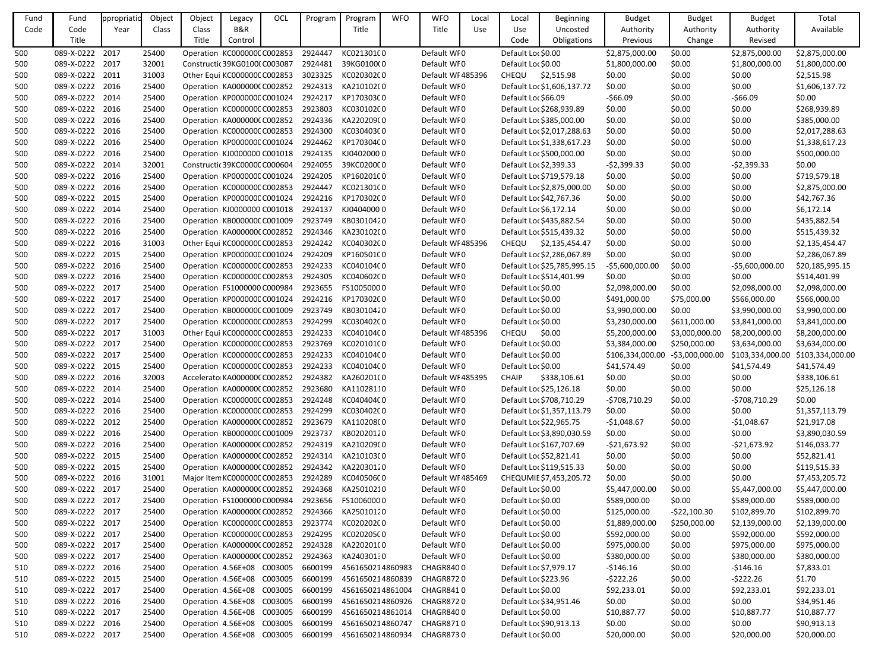| Fund Code | Fund Code Title | ppropriatio Year | Object Class | Object Class Title | Legacy B&R Control | OCL | Program | Program Title | WFO | WFO Title | Local Use | Local Use Code | Beginning Uncosted Obligations | Budget Authority Previous | Budget Authority Change | Budget Authority Revised | Total Available |
|---|---|---|---|---|---|---|---|---|---|---|---|---|---|---|---|---|---|
| 500 | 089-X-0222 | 2017 | 25400 | Operation | KC000000( | C002853 | 2924447 | KC021301C0 | | Default WF0 | | Default Loc | $0.00 | $2,875,000.00 | $0.00 | $2,875,000.00 | $2,875,000.00 |
| 500 | 089-X-0222 | 2017 | 32001 | Constructi | 39KG0100( | C003087 | 2924481 | 39KG0100(0 | | Default WF0 | | Default Loc | $0.00 | $1,800,000.00 | $0.00 | $1,800,000.00 | $1,800,000.00 |
| 500 | 089-X-0222 | 2011 | 31003 | Other Equi | KC000000( | C002853 | 3023325 | KC020302C0 | | Default WF | 485396 | CHEQU | $2,515.98 | $0.00 | $0.00 | $0.00 | $2,515.98 |
| 500 | 089-X-0222 | 2016 | 25400 | Operation | KA000000( | C002852 | 2924313 | KA210102(0 | | Default WF0 | | Default Loc | $1,606,137.72 | $0.00 | $0.00 | $0.00 | $1,606,137.72 |
| 500 | 089-X-0222 | 2014 | 25400 | Operation | KP000000( | C001024 | 2924217 | KP170303C0 | | Default WF0 | | Default Loc | $66.09 | -$66.09 | $0.00 | -$66.09 | $0.00 |
| 500 | 089-X-0222 | 2016 | 25400 | Operation | KC000000( | C002853 | 2923803 | KC030102C0 | | Default WF0 | | Default Loc | $268,939.89 | $0.00 | $0.00 | $0.00 | $268,939.89 |
| 500 | 089-X-0222 | 2016 | 25400 | Operation | KA000000( | C002852 | 2924336 | KA220209(0 | | Default WF0 | | Default Loc | $385,000.00 | $0.00 | $0.00 | $0.00 | $385,000.00 |
| 500 | 089-X-0222 | 2016 | 25400 | Operation | KC000000( | C002853 | 2924300 | KC030403C0 | | Default WF0 | | Default Loc | $2,017,288.63 | $0.00 | $0.00 | $0.00 | $2,017,288.63 |
| 500 | 089-X-0222 | 2016 | 25400 | Operation | KP000000( | C001024 | 2924462 | KP170304C0 | | Default WF0 | | Default Loc | $1,338,617.23 | $0.00 | $0.00 | $0.00 | $1,338,617.23 |
| 500 | 089-X-0222 | 2016 | 25400 | Operation | KJ0000000 | C001018 | 2924135 | KJ0402000 0 | | Default WF0 | | Default Loc | $500,000.00 | $0.00 | $0.00 | $0.00 | $500,000.00 |
| 500 | 089-X-0222 | 2014 | 32001 | Constructi | 39KC0000( | C000604 | 2924055 | 39KC0200C0 | | Default WF0 | | Default Loc | $2,399.33 | -$2,399.33 | $0.00 | -$2,399.33 | $0.00 |
| 500 | 089-X-0222 | 2016 | 25400 | Operation | KP000000( | C001024 | 2924205 | KP160201C0 | | Default WF0 | | Default Loc | $719,579.18 | $0.00 | $0.00 | $0.00 | $719,579.18 |
| 500 | 089-X-0222 | 2016 | 25400 | Operation | KC000000( | C002853 | 2924447 | KC021301C0 | | Default WF0 | | Default Loc | $2,875,000.00 | $0.00 | $0.00 | $0.00 | $2,875,000.00 |
| 500 | 089-X-0222 | 2015 | 25400 | Operation | KP000000( | C001024 | 2924216 | KP170302C0 | | Default WF0 | | Default Loc | $42,767.36 | $0.00 | $0.00 | $0.00 | $42,767.36 |
| 500 | 089-X-0222 | 2014 | 25400 | Operation | KJ0000000 | C001018 | 2924137 | KJ0404000 0 | | Default WF0 | | Default Loc | $6,172.14 | $0.00 | $0.00 | $0.00 | $6,172.14 |
| 500 | 089-X-0222 | 2016 | 25400 | Operation | KB000000( | C001009 | 2923749 | KB0301042 0 | | Default WF0 | | Default Loc | $435,882.54 | $0.00 | $0.00 | $0.00 | $435,882.54 |
| 500 | 089-X-0222 | 2016 | 25400 | Operation | KA000000( | C002852 | 2924346 | KA230102(0 | | Default WF0 | | Default Loc | $515,439.32 | $0.00 | $0.00 | $0.00 | $515,439.32 |
| 500 | 089-X-0222 | 2016 | 31003 | Other Equi | KC000000( | C002853 | 2924242 | KC040302C0 | | Default WF | 485396 | CHEQU | $2,135,454.47 | $0.00 | $0.00 | $0.00 | $2,135,454.47 |
| 500 | 089-X-0222 | 2015 | 25400 | Operation | KP000000( | C001024 | 2924209 | KP160501C0 | | Default WF0 | | Default Loc | $2,286,067.89 | $0.00 | $0.00 | $0.00 | $2,286,067.89 |
| 500 | 089-X-0222 | 2016 | 25400 | Operation | KC000000( | C002853 | 2924233 | KC040104C0 | | Default WF0 | | Default Loc | $25,785,995.15 | -$5,600,000.00 | $0.00 | -$5,600,000.00 | $20,185,995.15 |
| 500 | 089-X-0222 | 2016 | 25400 | Operation | KC000000( | C002853 | 2924305 | KC040602C0 | | Default WF0 | | Default Loc | $514,401.99 | $0.00 | $0.00 | $0.00 | $514,401.99 |
| 500 | 089-X-0222 | 2017 | 25400 | Operation | FS1000000 | C000984 | 2923655 | FS1005000 0 | | Default WF0 | | Default Loc | $0.00 | $2,098,000.00 | $0.00 | $2,098,000.00 | $2,098,000.00 |
| 500 | 089-X-0222 | 2017 | 25400 | Operation | KP000000( | C001024 | 2924216 | KP170302C0 | | Default WF0 | | Default Loc | $0.00 | $491,000.00 | $75,000.00 | $566,000.00 | $566,000.00 |
| 500 | 089-X-0222 | 2017 | 25400 | Operation | KB000000( | C001009 | 2923749 | KB0301042 0 | | Default WF0 | | Default Loc | $0.00 | $3,990,000.00 | $0.00 | $3,990,000.00 | $3,990,000.00 |
| 500 | 089-X-0222 | 2017 | 25400 | Operation | KC000000( | C002853 | 2924299 | KC030402C0 | | Default WF0 | | Default Loc | $0.00 | $3,230,000.00 | $611,000.00 | $3,841,000.00 | $3,841,000.00 |
| 500 | 089-X-0222 | 2017 | 31003 | Other Equi | KC000000( | C002853 | 2924233 | KC040104C0 | | Default WF | 485396 | CHEQU | $0.00 | $5,200,000.00 | $3,000,000.00 | $8,200,000.00 | $8,200,000.00 |
| 500 | 089-X-0222 | 2017 | 25400 | Operation | KC000000( | C002853 | 2923769 | KC020101C0 | | Default WF0 | | Default Loc | $0.00 | $3,384,000.00 | $250,000.00 | $3,634,000.00 | $3,634,000.00 |
| 500 | 089-X-0222 | 2017 | 25400 | Operation | KC000000( | C002853 | 2924233 | KC040104C0 | | Default WF0 | | Default Loc | $0.00 | $106,334,000.00 | -$3,000,000.00 | $103,334,000.00 | $103,334,000.00 |
| 500 | 089-X-0222 | 2015 | 25400 | Operation | KC000000( | C002853 | 2924233 | KC040104C0 | | Default WF0 | | Default Loc | $0.00 | $41,574.49 | $0.00 | $41,574.49 | $41,574.49 |
| 500 | 089-X-0222 | 2016 | 32003 | Accelerato | KA000000( | C002852 | 2924382 | KA260201(0 | | Default WF | 485395 | CHAIP | $338,106.61 | $0.00 | $0.00 | $0.00 | $338,106.61 |
| 500 | 089-X-0222 | 2014 | 25400 | Operation | KA000000( | C002852 | 2923680 | KA1102811 0 | | Default WF0 | | Default Loc | $25,126.18 | $0.00 | $0.00 | $0.00 | $25,126.18 |
| 500 | 089-X-0222 | 2014 | 25400 | Operation | KC000000( | C002853 | 2924248 | KC040404C0 | | Default WF0 | | Default Loc | $708,710.29 | -$708,710.29 | $0.00 | -$708,710.29 | $0.00 |
| 500 | 089-X-0222 | 2016 | 25400 | Operation | KC000000( | C002853 | 2924299 | KC030402C0 | | Default WF0 | | Default Loc | $1,357,113.79 | $0.00 | $0.00 | $0.00 | $1,357,113.79 |
| 500 | 089-X-0222 | 2012 | 25400 | Operation | KA000000( | C002852 | 2923679 | KA110208(0 | | Default WF0 | | Default Loc | $22,965.75 | -$1,048.67 | $0.00 | -$1,048.67 | $21,917.08 |
| 500 | 089-X-0222 | 2016 | 25400 | Operation | KB000000( | C001009 | 2923737 | KB0202012 0 | | Default WF0 | | Default Loc | $3,890,030.59 | $0.00 | $0.00 | $0.00 | $3,890,030.59 |
| 500 | 089-X-0222 | 2016 | 25400 | Operation | KA000000( | C002852 | 2924319 | KA210209(0 | | Default WF0 | | Default Loc | $167,707.69 | -$21,673.92 | $0.00 | -$21,673.92 | $146,033.77 |
| 500 | 089-X-0222 | 2015 | 25400 | Operation | KA000000( | C002852 | 2924314 | KA210103(0 | | Default WF0 | | Default Loc | $52,821.41 | $0.00 | $0.00 | $0.00 | $52,821.41 |
| 500 | 089-X-0222 | 2015 | 25400 | Operation | KA000000( | C002852 | 2924342 | KA2203012 0 | | Default WF0 | | Default Loc | $119,515.33 | $0.00 | $0.00 | $0.00 | $119,515.33 |
| 500 | 089-X-0222 | 2016 | 31001 | Major Item | KC000000( | C002853 | 2924289 | KC040506C0 | | Default WF | 485469 | CHEQUMIE | $7,453,205.72 | $0.00 | $0.00 | $0.00 | $7,453,205.72 |
| 500 | 089-X-0222 | 2017 | 25400 | Operation | KA000000( | C002852 | 2924368 | KA2501021 0 | | Default WF0 | | Default Loc | $0.00 | $5,447,000.00 | $0.00 | $5,447,000.00 | $5,447,000.00 |
| 500 | 089-X-0222 | 2017 | 25400 | Operation | FS1000000 | C000984 | 2923656 | FS1006000 0 | | Default WF0 | | Default Loc | $0.00 | $589,000.00 | $0.00 | $589,000.00 | $589,000.00 |
| 500 | 089-X-0222 | 2017 | 25400 | Operation | KA000000( | C002852 | 2924366 | KA2501012 0 | | Default WF0 | | Default Loc | $0.00 | $125,000.00 | -$22,100.30 | $102,899.70 | $102,899.70 |
| 500 | 089-X-0222 | 2017 | 25400 | Operation | KC000000( | C002853 | 2923774 | KC020202C0 | | Default WF0 | | Default Loc | $0.00 | $1,889,000.00 | $250,000.00 | $2,139,000.00 | $2,139,000.00 |
| 500 | 089-X-0222 | 2017 | 25400 | Operation | KC000000( | C002853 | 2924295 | KC020205C0 | | Default WF0 | | Default Loc | $0.00 | $592,000.00 | $0.00 | $592,000.00 | $592,000.00 |
| 500 | 089-X-0222 | 2017 | 25400 | Operation | KA000000( | C002852 | 2924328 | KA220201(0 | | Default WF0 | | Default Loc | $0.00 | $975,000.00 | $0.00 | $975,000.00 | $975,000.00 |
| 500 | 089-X-0222 | 2017 | 25400 | Operation | KA000000( | C002852 | 2924363 | KA2403013 0 | | Default WF0 | | Default Loc | $0.00 | $380,000.00 | $0.00 | $380,000.00 | $380,000.00 |
| 510 | 089-X-0222 | 2016 | 25400 | Operation | 4.56E+08 | C003005 | 6600199 | 4561650214860983 | | CHAGR840 | 0 | Default Loc | $7,979.17 | -$146.16 | $0.00 | -$146.16 | $7,833.01 |
| 510 | 089-X-0222 | 2015 | 25400 | Operation | 4.56E+08 | C003005 | 6600199 | 4561650214860839 | | CHAGR872 | 0 | Default Loc | $223.96 | -$222.26 | $0.00 | -$222.26 | $1.70 |
| 510 | 089-X-0222 | 2017 | 25400 | Operation | 4.56E+08 | C003005 | 6600199 | 4561650214861004 | | CHAGR841 | 0 | Default Loc | $0.00 | $92,233.01 | $0.00 | $92,233.01 | $92,233.01 |
| 510 | 089-X-0222 | 2016 | 25400 | Operation | 4.56E+08 | C003005 | 6600199 | 4561650214860926 | | CHAGR872 | 0 | Default Loc | $34,951.46 | $0.00 | $0.00 | $0.00 | $34,951.46 |
| 510 | 089-X-0222 | 2017 | 25400 | Operation | 4.56E+08 | C003005 | 6600199 | 4561650214861014 | | CHAGR840 | 0 | Default Loc | $0.00 | $10,887.77 | $0.00 | $10,887.77 | $10,887.77 |
| 510 | 089-X-0222 | 2016 | 25400 | Operation | 4.56E+08 | C003005 | 6600199 | 4561650214860747 | | CHAGR871 | 0 | Default Loc | $90,913.13 | $0.00 | $0.00 | $0.00 | $90,913.13 |
| 510 | 089-X-0222 | 2017 | 25400 | Operation | 4.56E+08 | C003005 | 6600199 | 4561650214860934 | | CHAGR873 | 0 | Default Loc | $0.00 | $20,000.00 | $0.00 | $20,000.00 | $20,000.00 |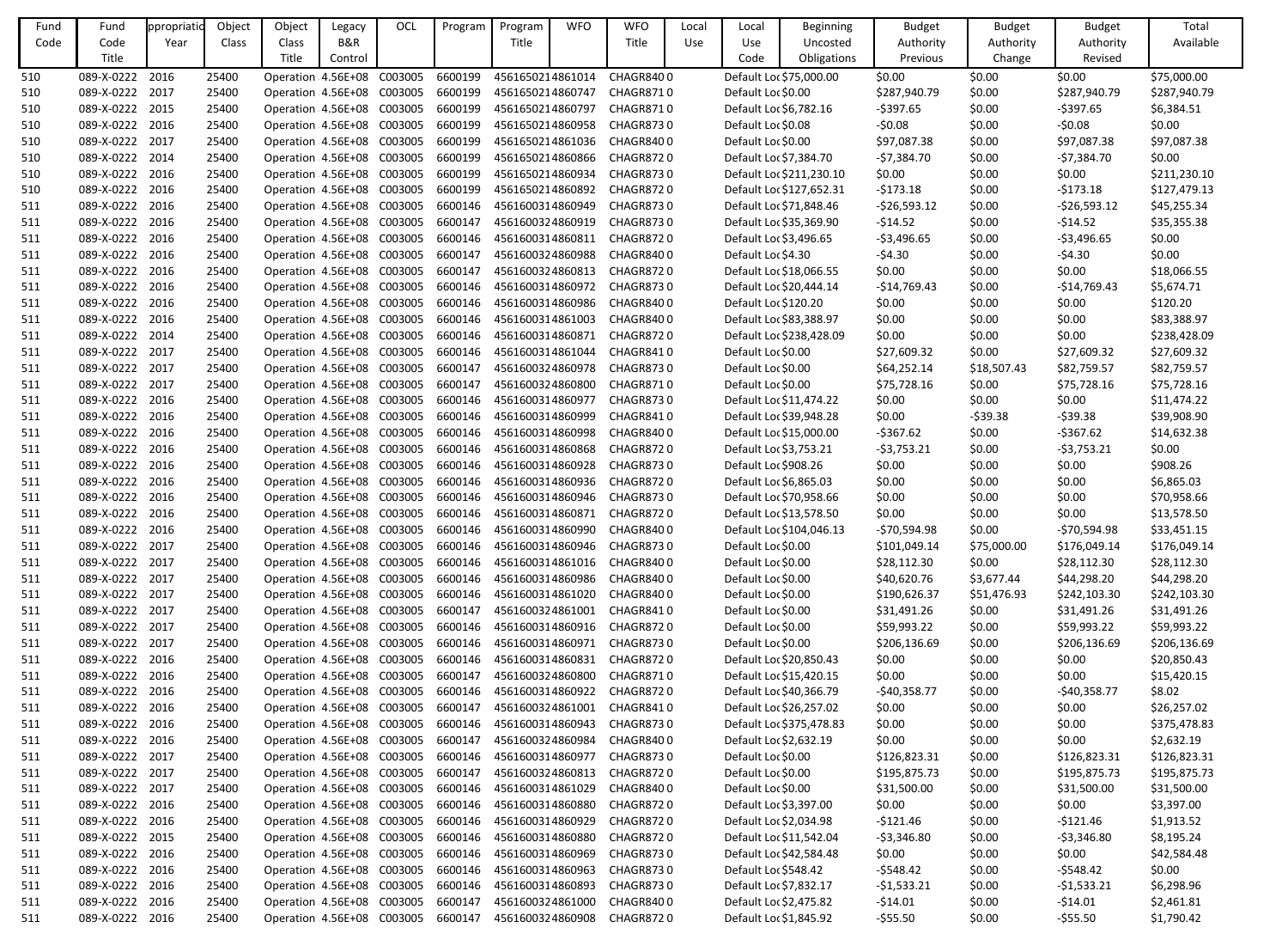| Fund Code | Fund Code Title | Appropriation Year | Object Class | Object Class Title | Legacy B&R Control | OCL | Program | Program Title | WFO | WFO Title | Local Use | Local Use Code | Beginning Uncosted Obligations | Budget Authority Previous | Budget Authority Change | Budget Authority Revised | Total Available |
|---|---|---|---|---|---|---|---|---|---|---|---|---|---|---|---|---|---|
| 510 | 089-X-0222 | 2016 | 25400 | Operation | 4.56E+08 | C003005 | 6600199 | 4561650214861014 | CHAGR840 | 0 | | Default Loc | $75,000.00 | $0.00 | $0.00 | $0.00 | $75,000.00 |
| 510 | 089-X-0222 | 2017 | 25400 | Operation | 4.56E+08 | C003005 | 6600199 | 4561650214860747 | CHAGR871 | 0 | | Default Loc | $0.00 | $287,940.79 | $0.00 | $287,940.79 | $287,940.79 |
| 510 | 089-X-0222 | 2015 | 25400 | Operation | 4.56E+08 | C003005 | 6600199 | 4561650214860797 | CHAGR871 | 0 | | Default Loc | $6,782.16 | -$397.65 | $0.00 | -$397.65 | $6,384.51 |
| 510 | 089-X-0222 | 2016 | 25400 | Operation | 4.56E+08 | C003005 | 6600199 | 4561650214860958 | CHAGR873 | 0 | | Default Loc | $0.08 | -$0.08 | $0.00 | -$0.08 | $0.00 |
| 510 | 089-X-0222 | 2017 | 25400 | Operation | 4.56E+08 | C003005 | 6600199 | 4561650214861036 | CHAGR840 | 0 | | Default Loc | $0.00 | $97,087.38 | $0.00 | $97,087.38 | $97,087.38 |
| 510 | 089-X-0222 | 2014 | 25400 | Operation | 4.56E+08 | C003005 | 6600199 | 4561650214860866 | CHAGR872 | 0 | | Default Loc | $7,384.70 | -$7,384.70 | $0.00 | -$7,384.70 | $0.00 |
| 510 | 089-X-0222 | 2016 | 25400 | Operation | 4.56E+08 | C003005 | 6600199 | 4561650214860934 | CHAGR873 | 0 | | Default Loc | $211,230.10 | $0.00 | $0.00 | $0.00 | $211,230.10 |
| 510 | 089-X-0222 | 2016 | 25400 | Operation | 4.56E+08 | C003005 | 6600199 | 4561650214860892 | CHAGR872 | 0 | | Default Loc | $127,652.31 | -$173.18 | $0.00 | -$173.18 | $127,479.13 |
| 511 | 089-X-0222 | 2016 | 25400 | Operation | 4.56E+08 | C003005 | 6600146 | 4561600314860949 | CHAGR873 | 0 | | Default Loc | $71,848.46 | -$26,593.12 | $0.00 | -$26,593.12 | $45,255.34 |
| 511 | 089-X-0222 | 2016 | 25400 | Operation | 4.56E+08 | C003005 | 6600147 | 4561600324860919 | CHAGR873 | 0 | | Default Loc | $35,369.90 | -$14.52 | $0.00 | -$14.52 | $35,355.38 |
| 511 | 089-X-0222 | 2016 | 25400 | Operation | 4.56E+08 | C003005 | 6600146 | 4561600314860811 | CHAGR872 | 0 | | Default Loc | $3,496.65 | -$3,496.65 | $0.00 | -$3,496.65 | $0.00 |
| 511 | 089-X-0222 | 2016 | 25400 | Operation | 4.56E+08 | C003005 | 6600147 | 4561600324860988 | CHAGR840 | 0 | | Default Loc | $4.30 | -$4.30 | $0.00 | -$4.30 | $0.00 |
| 511 | 089-X-0222 | 2016 | 25400 | Operation | 4.56E+08 | C003005 | 6600147 | 4561600324860813 | CHAGR872 | 0 | | Default Loc | $18,066.55 | $0.00 | $0.00 | $0.00 | $18,066.55 |
| 511 | 089-X-0222 | 2016 | 25400 | Operation | 4.56E+08 | C003005 | 6600146 | 4561600314860972 | CHAGR873 | 0 | | Default Loc | $20,444.14 | -$14,769.43 | $0.00 | -$14,769.43 | $5,674.71 |
| 511 | 089-X-0222 | 2016 | 25400 | Operation | 4.56E+08 | C003005 | 6600146 | 4561600314860986 | CHAGR840 | 0 | | Default Loc | $120.20 | $0.00 | $0.00 | $0.00 | $120.20 |
| 511 | 089-X-0222 | 2016 | 25400 | Operation | 4.56E+08 | C003005 | 6600146 | 4561600314861003 | CHAGR840 | 0 | | Default Loc | $83,388.97 | $0.00 | $0.00 | $0.00 | $83,388.97 |
| 511 | 089-X-0222 | 2014 | 25400 | Operation | 4.56E+08 | C003005 | 6600146 | 4561600314860871 | CHAGR872 | 0 | | Default Loc | $238,428.09 | $0.00 | $0.00 | $0.00 | $238,428.09 |
| 511 | 089-X-0222 | 2017 | 25400 | Operation | 4.56E+08 | C003005 | 6600146 | 4561600314861044 | CHAGR841 | 0 | | Default Loc | $0.00 | $27,609.32 | $0.00 | $27,609.32 | $27,609.32 |
| 511 | 089-X-0222 | 2017 | 25400 | Operation | 4.56E+08 | C003005 | 6600147 | 4561600324860978 | CHAGR873 | 0 | | Default Loc | $0.00 | $64,252.14 | $18,507.43 | $82,759.57 | $82,759.57 |
| 511 | 089-X-0222 | 2017 | 25400 | Operation | 4.56E+08 | C003005 | 6600147 | 4561600324860800 | CHAGR871 | 0 | | Default Loc | $0.00 | $75,728.16 | $0.00 | $75,728.16 | $75,728.16 |
| 511 | 089-X-0222 | 2016 | 25400 | Operation | 4.56E+08 | C003005 | 6600146 | 4561600314860977 | CHAGR873 | 0 | | Default Loc | $11,474.22 | $0.00 | $0.00 | $0.00 | $11,474.22 |
| 511 | 089-X-0222 | 2016 | 25400 | Operation | 4.56E+08 | C003005 | 6600146 | 4561600314860999 | CHAGR841 | 0 | | Default Loc | $39,948.28 | $0.00 | -$39.38 | -$39.38 | $39,908.90 |
| 511 | 089-X-0222 | 2016 | 25400 | Operation | 4.56E+08 | C003005 | 6600146 | 4561600314860998 | CHAGR840 | 0 | | Default Loc | $15,000.00 | -$367.62 | $0.00 | -$367.62 | $14,632.38 |
| 511 | 089-X-0222 | 2016 | 25400 | Operation | 4.56E+08 | C003005 | 6600146 | 4561600314860868 | CHAGR872 | 0 | | Default Loc | $3,753.21 | -$3,753.21 | $0.00 | -$3,753.21 | $0.00 |
| 511 | 089-X-0222 | 2016 | 25400 | Operation | 4.56E+08 | C003005 | 6600146 | 4561600314860928 | CHAGR873 | 0 | | Default Loc | $908.26 | $0.00 | $0.00 | $0.00 | $908.26 |
| 511 | 089-X-0222 | 2016 | 25400 | Operation | 4.56E+08 | C003005 | 6600146 | 4561600314860936 | CHAGR872 | 0 | | Default Loc | $6,865.03 | $0.00 | $0.00 | $0.00 | $6,865.03 |
| 511 | 089-X-0222 | 2016 | 25400 | Operation | 4.56E+08 | C003005 | 6600146 | 4561600314860946 | CHAGR873 | 0 | | Default Loc | $70,958.66 | $0.00 | $0.00 | $0.00 | $70,958.66 |
| 511 | 089-X-0222 | 2016 | 25400 | Operation | 4.56E+08 | C003005 | 6600146 | 4561600314860871 | CHAGR872 | 0 | | Default Loc | $13,578.50 | $0.00 | $0.00 | $0.00 | $13,578.50 |
| 511 | 089-X-0222 | 2016 | 25400 | Operation | 4.56E+08 | C003005 | 6600146 | 4561600314860990 | CHAGR840 | 0 | | Default Loc | $104,046.13 | -$70,594.98 | $0.00 | -$70,594.98 | $33,451.15 |
| 511 | 089-X-0222 | 2017 | 25400 | Operation | 4.56E+08 | C003005 | 6600146 | 4561600314860946 | CHAGR873 | 0 | | Default Loc | $0.00 | $101,049.14 | $75,000.00 | $176,049.14 | $176,049.14 |
| 511 | 089-X-0222 | 2017 | 25400 | Operation | 4.56E+08 | C003005 | 6600146 | 4561600314861016 | CHAGR840 | 0 | | Default Loc | $0.00 | $28,112.30 | $0.00 | $28,112.30 | $28,112.30 |
| 511 | 089-X-0222 | 2017 | 25400 | Operation | 4.56E+08 | C003005 | 6600146 | 4561600314860986 | CHAGR840 | 0 | | Default Loc | $0.00 | $40,620.76 | $3,677.44 | $44,298.20 | $44,298.20 |
| 511 | 089-X-0222 | 2017 | 25400 | Operation | 4.56E+08 | C003005 | 6600146 | 4561600314861020 | CHAGR840 | 0 | | Default Loc | $0.00 | $190,626.37 | $51,476.93 | $242,103.30 | $242,103.30 |
| 511 | 089-X-0222 | 2017 | 25400 | Operation | 4.56E+08 | C003005 | 6600147 | 4561600324861001 | CHAGR841 | 0 | | Default Loc | $0.00 | $31,491.26 | $0.00 | $31,491.26 | $31,491.26 |
| 511 | 089-X-0222 | 2017 | 25400 | Operation | 4.56E+08 | C003005 | 6600146 | 4561600314860916 | CHAGR872 | 0 | | Default Loc | $0.00 | $59,993.22 | $0.00 | $59,993.22 | $59,993.22 |
| 511 | 089-X-0222 | 2017 | 25400 | Operation | 4.56E+08 | C003005 | 6600146 | 4561600314860971 | CHAGR873 | 0 | | Default Loc | $0.00 | $206,136.69 | $0.00 | $206,136.69 | $206,136.69 |
| 511 | 089-X-0222 | 2016 | 25400 | Operation | 4.56E+08 | C003005 | 6600146 | 4561600314860831 | CHAGR872 | 0 | | Default Loc | $20,850.43 | $0.00 | $0.00 | $0.00 | $20,850.43 |
| 511 | 089-X-0222 | 2016 | 25400 | Operation | 4.56E+08 | C003005 | 6600147 | 4561600324860800 | CHAGR871 | 0 | | Default Loc | $15,420.15 | $0.00 | $0.00 | $0.00 | $15,420.15 |
| 511 | 089-X-0222 | 2016 | 25400 | Operation | 4.56E+08 | C003005 | 6600146 | 4561600314860922 | CHAGR872 | 0 | | Default Loc | $40,366.79 | -$40,358.77 | $0.00 | -$40,358.77 | $8.02 |
| 511 | 089-X-0222 | 2016 | 25400 | Operation | 4.56E+08 | C003005 | 6600147 | 4561600324861001 | CHAGR841 | 0 | | Default Loc | $26,257.02 | $0.00 | $0.00 | $0.00 | $26,257.02 |
| 511 | 089-X-0222 | 2016 | 25400 | Operation | 4.56E+08 | C003005 | 6600146 | 4561600314860943 | CHAGR873 | 0 | | Default Loc | $375,478.83 | $0.00 | $0.00 | $0.00 | $375,478.83 |
| 511 | 089-X-0222 | 2016 | 25400 | Operation | 4.56E+08 | C003005 | 6600147 | 4561600324860984 | CHAGR840 | 0 | | Default Loc | $2,632.19 | $0.00 | $0.00 | $0.00 | $2,632.19 |
| 511 | 089-X-0222 | 2017 | 25400 | Operation | 4.56E+08 | C003005 | 6600146 | 4561600314860977 | CHAGR873 | 0 | | Default Loc | $0.00 | $126,823.31 | $0.00 | $126,823.31 | $126,823.31 |
| 511 | 089-X-0222 | 2017 | 25400 | Operation | 4.56E+08 | C003005 | 6600147 | 4561600324860813 | CHAGR872 | 0 | | Default Loc | $0.00 | $195,875.73 | $0.00 | $195,875.73 | $195,875.73 |
| 511 | 089-X-0222 | 2017 | 25400 | Operation | 4.56E+08 | C003005 | 6600146 | 4561600314861029 | CHAGR840 | 0 | | Default Loc | $0.00 | $31,500.00 | $0.00 | $31,500.00 | $31,500.00 |
| 511 | 089-X-0222 | 2016 | 25400 | Operation | 4.56E+08 | C003005 | 6600146 | 4561600314860880 | CHAGR872 | 0 | | Default Loc | $3,397.00 | $0.00 | $0.00 | $0.00 | $3,397.00 |
| 511 | 089-X-0222 | 2016 | 25400 | Operation | 4.56E+08 | C003005 | 6600146 | 4561600314860929 | CHAGR872 | 0 | | Default Loc | $2,034.98 | -$121.46 | $0.00 | -$121.46 | $1,913.52 |
| 511 | 089-X-0222 | 2015 | 25400 | Operation | 4.56E+08 | C003005 | 6600146 | 4561600314860880 | CHAGR872 | 0 | | Default Loc | $11,542.04 | -$3,346.80 | $0.00 | -$3,346.80 | $8,195.24 |
| 511 | 089-X-0222 | 2016 | 25400 | Operation | 4.56E+08 | C003005 | 6600146 | 4561600314860969 | CHAGR873 | 0 | | Default Loc | $42,584.48 | $0.00 | $0.00 | $0.00 | $42,584.48 |
| 511 | 089-X-0222 | 2016 | 25400 | Operation | 4.56E+08 | C003005 | 6600146 | 4561600314860963 | CHAGR873 | 0 | | Default Loc | $548.42 | -$548.42 | $0.00 | -$548.42 | $0.00 |
| 511 | 089-X-0222 | 2016 | 25400 | Operation | 4.56E+08 | C003005 | 6600146 | 4561600314860893 | CHAGR873 | 0 | | Default Loc | $7,832.17 | -$1,533.21 | $0.00 | -$1,533.21 | $6,298.96 |
| 511 | 089-X-0222 | 2016 | 25400 | Operation | 4.56E+08 | C003005 | 6600147 | 4561600324861000 | CHAGR840 | 0 | | Default Loc | $2,475.82 | -$14.01 | $0.00 | -$14.01 | $2,461.81 |
| 511 | 089-X-0222 | 2016 | 25400 | Operation | 4.56E+08 | C003005 | 6600147 | 4561600324860908 | CHAGR872 | 0 | | Default Loc | $1,845.92 | -$55.50 | $0.00 | -$55.50 | $1,790.42 |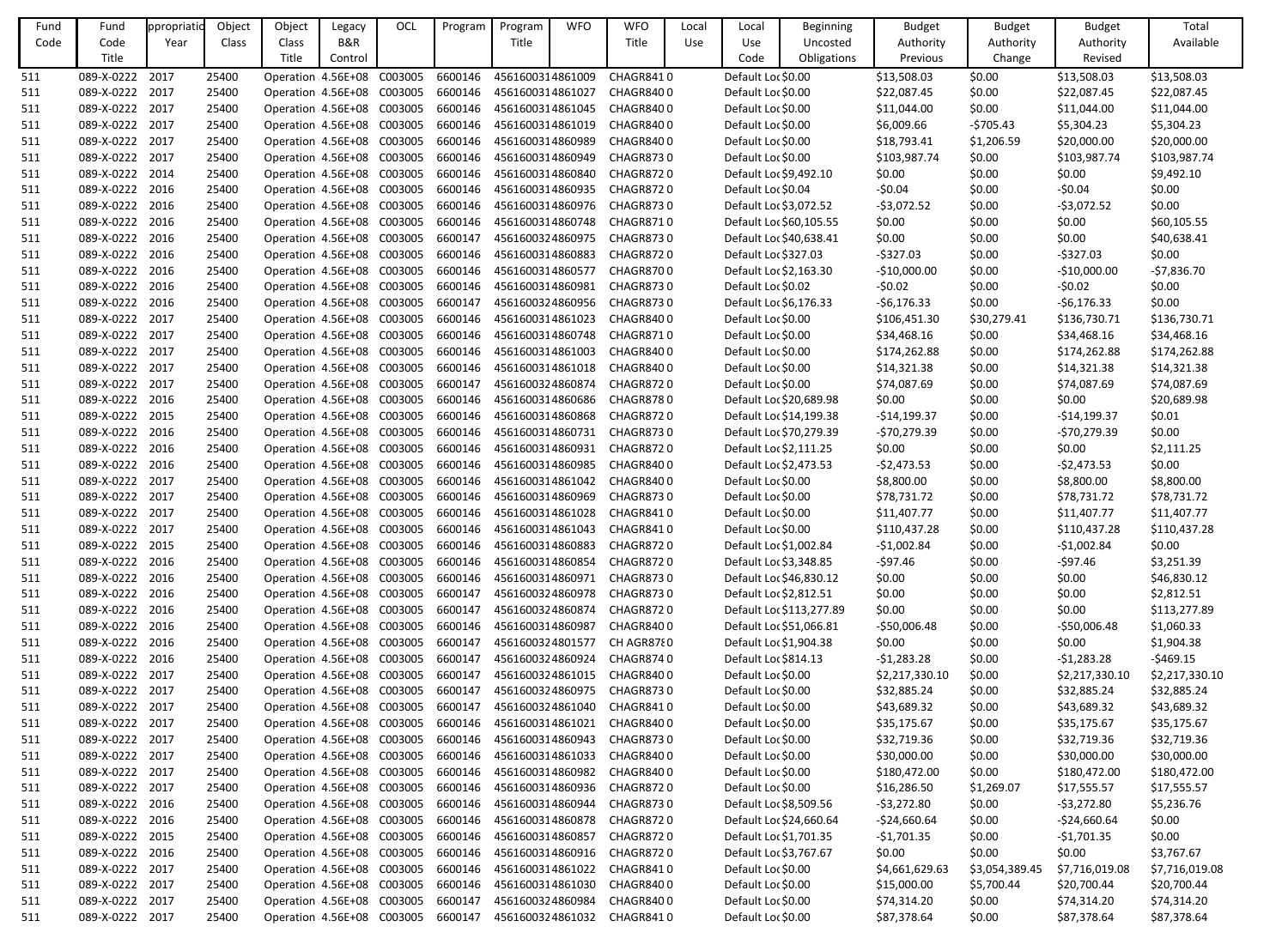| Fund Code | Fund Code Title | ppropriatio Year | Object Class | Object Class Title | Legacy B&R Control | OCL | Program | Program Title | WFO | WFO Title | Local Use | Local Use Code | Beginning Uncosted Obligations | Budget Authority Previous | Budget Authority Change | Budget Authority Revised | Total Available |
|---|---|---|---|---|---|---|---|---|---|---|---|---|---|---|---|---|---|
| 511 | 089-X-0222 | 2017 | 25400 | Operation | 4.56E+08 | C003005 | 6600146 | 4561600314861009 | CHAGR841 | 0 | | Default Loc | $0.00 | $13,508.03 | $0.00 | $13,508.03 | $13,508.03 |
| 511 | 089-X-0222 | 2017 | 25400 | Operation | 4.56E+08 | C003005 | 6600146 | 4561600314861027 | CHAGR840 | 0 | | Default Loc | $0.00 | $22,087.45 | $0.00 | $22,087.45 | $22,087.45 |
| 511 | 089-X-0222 | 2017 | 25400 | Operation | 4.56E+08 | C003005 | 6600146 | 4561600314861045 | CHAGR840 | 0 | | Default Loc | $0.00 | $11,044.00 | $0.00 | $11,044.00 | $11,044.00 |
| 511 | 089-X-0222 | 2017 | 25400 | Operation | 4.56E+08 | C003005 | 6600146 | 4561600314861019 | CHAGR840 | 0 | | Default Loc | $0.00 | $6,009.66 | -$705.43 | $5,304.23 | $5,304.23 |
| 511 | 089-X-0222 | 2017 | 25400 | Operation | 4.56E+08 | C003005 | 6600146 | 4561600314860989 | CHAGR840 | 0 | | Default Loc | $0.00 | $18,793.41 | $1,206.59 | $20,000.00 | $20,000.00 |
| 511 | 089-X-0222 | 2017 | 25400 | Operation | 4.56E+08 | C003005 | 6600146 | 4561600314860949 | CHAGR873 | 0 | | Default Loc | $0.00 | $103,987.74 | $0.00 | $103,987.74 | $103,987.74 |
| 511 | 089-X-0222 | 2014 | 25400 | Operation | 4.56E+08 | C003005 | 6600146 | 4561600314860840 | CHAGR872 | 0 | | Default Loc | $9,492.10 | $0.00 | $0.00 | $0.00 | $9,492.10 |
| 511 | 089-X-0222 | 2016 | 25400 | Operation | 4.56E+08 | C003005 | 6600146 | 4561600314860935 | CHAGR872 | 0 | | Default Loc | $0.04 | -$0.04 | $0.00 | -$0.04 | $0.00 |
| 511 | 089-X-0222 | 2016 | 25400 | Operation | 4.56E+08 | C003005 | 6600146 | 4561600314860976 | CHAGR873 | 0 | | Default Loc | $3,072.52 | -$3,072.52 | $0.00 | -$3,072.52 | $0.00 |
| 511 | 089-X-0222 | 2016 | 25400 | Operation | 4.56E+08 | C003005 | 6600146 | 4561600314860748 | CHAGR871 | 0 | | Default Loc | $60,105.55 | $0.00 | $0.00 | $0.00 | $60,105.55 |
| 511 | 089-X-0222 | 2016 | 25400 | Operation | 4.56E+08 | C003005 | 6600147 | 4561600324860975 | CHAGR873 | 0 | | Default Loc | $40,638.41 | $0.00 | $0.00 | $0.00 | $40,638.41 |
| 511 | 089-X-0222 | 2016 | 25400 | Operation | 4.56E+08 | C003005 | 6600146 | 4561600314860883 | CHAGR872 | 0 | | Default Loc | $327.03 | -$327.03 | $0.00 | -$327.03 | $0.00 |
| 511 | 089-X-0222 | 2016 | 25400 | Operation | 4.56E+08 | C003005 | 6600146 | 4561600314860577 | CHAGR870 | 0 | | Default Loc | $2,163.30 | -$10,000.00 | $0.00 | -$10,000.00 | -$7,836.70 |
| 511 | 089-X-0222 | 2016 | 25400 | Operation | 4.56E+08 | C003005 | 6600146 | 4561600314860981 | CHAGR873 | 0 | | Default Loc | $0.02 | -$0.02 | $0.00 | -$0.02 | $0.00 |
| 511 | 089-X-0222 | 2016 | 25400 | Operation | 4.56E+08 | C003005 | 6600147 | 4561600324860956 | CHAGR873 | 0 | | Default Loc | $6,176.33 | -$6,176.33 | $0.00 | -$6,176.33 | $0.00 |
| 511 | 089-X-0222 | 2017 | 25400 | Operation | 4.56E+08 | C003005 | 6600146 | 4561600314861023 | CHAGR840 | 0 | | Default Loc | $0.00 | $106,451.30 | $30,279.41 | $136,730.71 | $136,730.71 |
| 511 | 089-X-0222 | 2017 | 25400 | Operation | 4.56E+08 | C003005 | 6600146 | 4561600314860748 | CHAGR871 | 0 | | Default Loc | $0.00 | $34,468.16 | $0.00 | $34,468.16 | $34,468.16 |
| 511 | 089-X-0222 | 2017 | 25400 | Operation | 4.56E+08 | C003005 | 6600146 | 4561600314861003 | CHAGR840 | 0 | | Default Loc | $0.00 | $174,262.88 | $0.00 | $174,262.88 | $174,262.88 |
| 511 | 089-X-0222 | 2017 | 25400 | Operation | 4.56E+08 | C003005 | 6600146 | 4561600314861018 | CHAGR840 | 0 | | Default Loc | $0.00 | $14,321.38 | $0.00 | $14,321.38 | $14,321.38 |
| 511 | 089-X-0222 | 2017 | 25400 | Operation | 4.56E+08 | C003005 | 6600147 | 4561600324860874 | CHAGR872 | 0 | | Default Loc | $0.00 | $74,087.69 | $0.00 | $74,087.69 | $74,087.69 |
| 511 | 089-X-0222 | 2016 | 25400 | Operation | 4.56E+08 | C003005 | 6600146 | 4561600314860686 | CHAGR878 | 0 | | Default Loc | $20,689.98 | $0.00 | $0.00 | $0.00 | $20,689.98 |
| 511 | 089-X-0222 | 2015 | 25400 | Operation | 4.56E+08 | C003005 | 6600146 | 4561600314860868 | CHAGR872 | 0 | | Default Loc | $14,199.38 | -$14,199.37 | $0.00 | -$14,199.37 | $0.01 |
| 511 | 089-X-0222 | 2016 | 25400 | Operation | 4.56E+08 | C003005 | 6600146 | 4561600314860731 | CHAGR873 | 0 | | Default Loc | $70,279.39 | -$70,279.39 | $0.00 | -$70,279.39 | $0.00 |
| 511 | 089-X-0222 | 2016 | 25400 | Operation | 4.56E+08 | C003005 | 6600146 | 4561600314860931 | CHAGR872 | 0 | | Default Loc | $2,111.25 | $0.00 | $0.00 | $0.00 | $2,111.25 |
| 511 | 089-X-0222 | 2016 | 25400 | Operation | 4.56E+08 | C003005 | 6600146 | 4561600314860985 | CHAGR840 | 0 | | Default Loc | $2,473.53 | -$2,473.53 | $0.00 | -$2,473.53 | $0.00 |
| 511 | 089-X-0222 | 2017 | 25400 | Operation | 4.56E+08 | C003005 | 6600146 | 4561600314861042 | CHAGR840 | 0 | | Default Loc | $0.00 | $8,800.00 | $0.00 | $8,800.00 | $8,800.00 |
| 511 | 089-X-0222 | 2017 | 25400 | Operation | 4.56E+08 | C003005 | 6600146 | 4561600314860969 | CHAGR873 | 0 | | Default Loc | $0.00 | $78,731.72 | $0.00 | $78,731.72 | $78,731.72 |
| 511 | 089-X-0222 | 2017 | 25400 | Operation | 4.56E+08 | C003005 | 6600146 | 4561600314861028 | CHAGR841 | 0 | | Default Loc | $0.00 | $11,407.77 | $0.00 | $11,407.77 | $11,407.77 |
| 511 | 089-X-0222 | 2017 | 25400 | Operation | 4.56E+08 | C003005 | 6600146 | 4561600314861043 | CHAGR841 | 0 | | Default Loc | $0.00 | $110,437.28 | $0.00 | $110,437.28 | $110,437.28 |
| 511 | 089-X-0222 | 2015 | 25400 | Operation | 4.56E+08 | C003005 | 6600146 | 4561600314860883 | CHAGR872 | 0 | | Default Loc | $1,002.84 | -$1,002.84 | $0.00 | -$1,002.84 | $0.00 |
| 511 | 089-X-0222 | 2016 | 25400 | Operation | 4.56E+08 | C003005 | 6600146 | 4561600314860854 | CHAGR872 | 0 | | Default Loc | $3,348.85 | -$97.46 | $0.00 | -$97.46 | $3,251.39 |
| 511 | 089-X-0222 | 2016 | 25400 | Operation | 4.56E+08 | C003005 | 6600146 | 4561600314860971 | CHAGR873 | 0 | | Default Loc | $46,830.12 | $0.00 | $0.00 | $0.00 | $46,830.12 |
| 511 | 089-X-0222 | 2016 | 25400 | Operation | 4.56E+08 | C003005 | 6600147 | 4561600324860978 | CHAGR873 | 0 | | Default Loc | $2,812.51 | $0.00 | $0.00 | $0.00 | $2,812.51 |
| 511 | 089-X-0222 | 2016 | 25400 | Operation | 4.56E+08 | C003005 | 6600147 | 4561600324860874 | CHAGR872 | 0 | | Default Loc | $113,277.89 | $0.00 | $0.00 | $0.00 | $113,277.89 |
| 511 | 089-X-0222 | 2016 | 25400 | Operation | 4.56E+08 | C003005 | 6600146 | 4561600314860987 | CHAGR840 | 0 | | Default Loc | $51,066.81 | -$50,006.48 | $0.00 | -$50,006.48 | $1,060.33 |
| 511 | 089-X-0222 | 2016 | 25400 | Operation | 4.56E+08 | C003005 | 6600147 | 4561600324801577 | CH AGR87E | 0 | | Default Loc | $1,904.38 | $0.00 | $0.00 | $0.00 | $1,904.38 |
| 511 | 089-X-0222 | 2016 | 25400 | Operation | 4.56E+08 | C003005 | 6600147 | 4561600324860924 | CHAGR874 | 0 | | Default Loc | $814.13 | -$1,283.28 | $0.00 | -$1,283.28 | -$469.15 |
| 511 | 089-X-0222 | 2017 | 25400 | Operation | 4.56E+08 | C003005 | 6600147 | 4561600324861015 | CHAGR840 | 0 | | Default Loc | $0.00 | $2,217,330.10 | $0.00 | $2,217,330.10 | $2,217,330.10 |
| 511 | 089-X-0222 | 2017 | 25400 | Operation | 4.56E+08 | C003005 | 6600147 | 4561600324860975 | CHAGR873 | 0 | | Default Loc | $0.00 | $32,885.24 | $0.00 | $32,885.24 | $32,885.24 |
| 511 | 089-X-0222 | 2017 | 25400 | Operation | 4.56E+08 | C003005 | 6600147 | 4561600324861040 | CHAGR841 | 0 | | Default Loc | $0.00 | $43,689.32 | $0.00 | $43,689.32 | $43,689.32 |
| 511 | 089-X-0222 | 2017 | 25400 | Operation | 4.56E+08 | C003005 | 6600146 | 4561600314861021 | CHAGR840 | 0 | | Default Loc | $0.00 | $35,175.67 | $0.00 | $35,175.67 | $35,175.67 |
| 511 | 089-X-0222 | 2017 | 25400 | Operation | 4.56E+08 | C003005 | 6600146 | 4561600314860943 | CHAGR873 | 0 | | Default Loc | $0.00 | $32,719.36 | $0.00 | $32,719.36 | $32,719.36 |
| 511 | 089-X-0222 | 2017 | 25400 | Operation | 4.56E+08 | C003005 | 6600146 | 4561600314861033 | CHAGR840 | 0 | | Default Loc | $0.00 | $30,000.00 | $0.00 | $30,000.00 | $30,000.00 |
| 511 | 089-X-0222 | 2017 | 25400 | Operation | 4.56E+08 | C003005 | 6600146 | 4561600314860982 | CHAGR840 | 0 | | Default Loc | $0.00 | $180,472.00 | $0.00 | $180,472.00 | $180,472.00 |
| 511 | 089-X-0222 | 2017 | 25400 | Operation | 4.56E+08 | C003005 | 6600146 | 4561600314860936 | CHAGR872 | 0 | | Default Loc | $0.00 | $16,286.50 | $1,269.07 | $17,555.57 | $17,555.57 |
| 511 | 089-X-0222 | 2016 | 25400 | Operation | 4.56E+08 | C003005 | 6600146 | 4561600314860944 | CHAGR873 | 0 | | Default Loc | $8,509.56 | -$3,272.80 | $0.00 | -$3,272.80 | $5,236.76 |
| 511 | 089-X-0222 | 2016 | 25400 | Operation | 4.56E+08 | C003005 | 6600146 | 4561600314860878 | CHAGR872 | 0 | | Default Loc | $24,660.64 | -$24,660.64 | $0.00 | -$24,660.64 | $0.00 |
| 511 | 089-X-0222 | 2015 | 25400 | Operation | 4.56E+08 | C003005 | 6600146 | 4561600314860857 | CHAGR872 | 0 | | Default Loc | $1,701.35 | -$1,701.35 | $0.00 | -$1,701.35 | $0.00 |
| 511 | 089-X-0222 | 2016 | 25400 | Operation | 4.56E+08 | C003005 | 6600146 | 4561600314860916 | CHAGR872 | 0 | | Default Loc | $3,767.67 | $0.00 | $0.00 | $0.00 | $3,767.67 |
| 511 | 089-X-0222 | 2017 | 25400 | Operation | 4.56E+08 | C003005 | 6600146 | 4561600314861022 | CHAGR841 | 0 | | Default Loc | $0.00 | $4,661,629.63 | $3,054,389.45 | $7,716,019.08 | $7,716,019.08 |
| 511 | 089-X-0222 | 2017 | 25400 | Operation | 4.56E+08 | C003005 | 6600146 | 4561600314861030 | CHAGR840 | 0 | | Default Loc | $0.00 | $15,000.00 | $5,700.44 | $20,700.44 | $20,700.44 |
| 511 | 089-X-0222 | 2017 | 25400 | Operation | 4.56E+08 | C003005 | 6600147 | 4561600324860984 | CHAGR840 | 0 | | Default Loc | $0.00 | $74,314.20 | $0.00 | $74,314.20 | $74,314.20 |
| 511 | 089-X-0222 | 2017 | 25400 | Operation | 4.56E+08 | C003005 | 6600147 | 4561600324861032 | CHAGR841 | 0 | | Default Loc | $0.00 | $87,378.64 | $0.00 | $87,378.64 | $87,378.64 |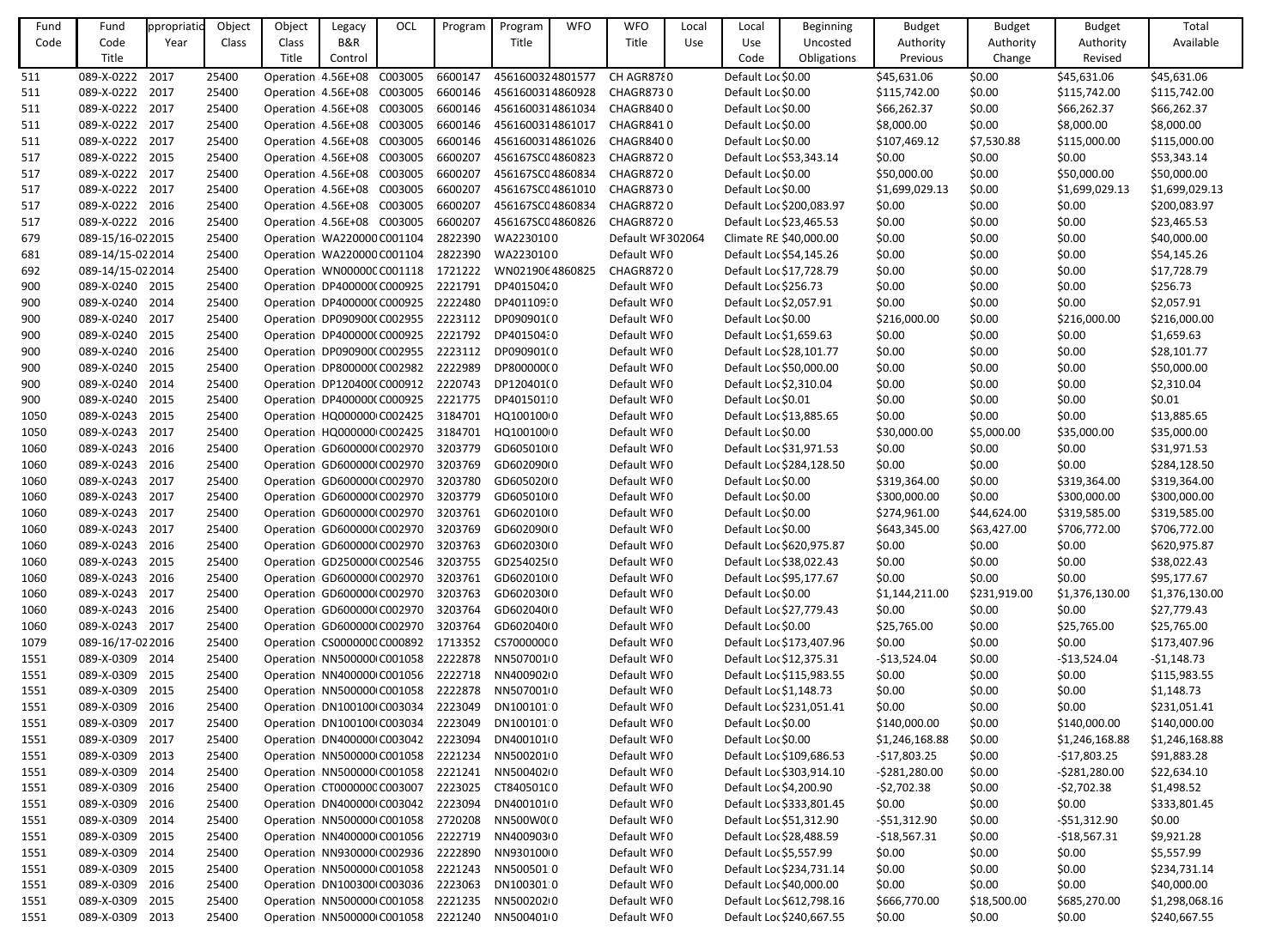| Fund Code | Fund Code Title | ppropriatio Year | Object Class | Object Class Title | Legacy B&R Control | OCL | Program | Program Title | WFO | WFO Title | Local Use | Local Use Code | Beginning Uncosted Obligations | Budget Authority Previous | Budget Authority Change | Budget Authority Revised | Total Available |
|---|---|---|---|---|---|---|---|---|---|---|---|---|---|---|---|---|---|
| 511 | 089-X-0222 | 2017 | 25400 | Operation | 4.56E+08 | C003005 | 6600147 | 4561600324801577 | | CH AGR87£0 | | Default Loc | $0.00 | $45,631.06 | $0.00 | $45,631.06 | $45,631.06 |
| 511 | 089-X-0222 | 2017 | 25400 | Operation | 4.56E+08 | C003005 | 6600146 | 4561600314860928 | | CHAGR873 | 0 | Default Loc | $0.00 | $115,742.00 | $0.00 | $115,742.00 | $115,742.00 |
| 511 | 089-X-0222 | 2017 | 25400 | Operation | 4.56E+08 | C003005 | 6600146 | 4561600314861034 | | CHAGR840 | 0 | Default Loc | $0.00 | $66,262.37 | $0.00 | $66,262.37 | $66,262.37 |
| 511 | 089-X-0222 | 2017 | 25400 | Operation | 4.56E+08 | C003005 | 6600146 | 4561600314861017 | | CHAGR841 | 0 | Default Loc | $0.00 | $8,000.00 | $0.00 | $8,000.00 | $8,000.00 |
| 511 | 089-X-0222 | 2017 | 25400 | Operation | 4.56E+08 | C003005 | 6600146 | 4561600314861026 | | CHAGR840 | 0 | Default Loc | $0.00 | $107,469.12 | $7,530.88 | $115,000.00 | $115,000.00 |
| 517 | 089-X-0222 | 2015 | 25400 | Operation | 4.56E+08 | C003005 | 6600207 | 456167SC04860823 | | CHAGR872 | 0 | Default Loc | $53,343.14 | $0.00 | $0.00 | $0.00 | $53,343.14 |
| 517 | 089-X-0222 | 2017 | 25400 | Operation | 4.56E+08 | C003005 | 6600207 | 456167SC04860834 | | CHAGR872 | 0 | Default Loc | $0.00 | $50,000.00 | $0.00 | $50,000.00 | $50,000.00 |
| 517 | 089-X-0222 | 2017 | 25400 | Operation | 4.56E+08 | C003005 | 6600207 | 456167SC04861010 | | CHAGR873 | 0 | Default Loc | $0.00 | $1,699,029.13 | $0.00 | $1,699,029.13 | $1,699,029.13 |
| 517 | 089-X-0222 | 2016 | 25400 | Operation | 4.56E+08 | C003005 | 6600207 | 456167SC04860834 | | CHAGR872 | 0 | Default Loc | $200,083.97 | $0.00 | $0.00 | $0.00 | $200,083.97 |
| 517 | 089-X-0222 | 2016 | 25400 | Operation | 4.56E+08 | C003005 | 6600207 | 456167SC04860826 | | CHAGR872 | 0 | Default Loc | $23,465.53 | $0.00 | $0.00 | $0.00 | $23,465.53 |
| 679 | 089-15/16-0 | 2015 | 25400 | Operation | WA220000 | C001104 | 2822390 | WA2230100 | | Default WF | 302064 | Climate RE | $40,000.00 | $0.00 | $0.00 | $0.00 | $40,000.00 |
| 681 | 089-14/15-0 | 2014 | 25400 | Operation | WA220000 | C001104 | 2822390 | WA2230100 | | Default WF | 0 | Default Loc | $54,145.26 | $0.00 | $0.00 | $0.00 | $54,145.26 |
| 692 | 089-14/15-0 | 2014 | 25400 | Operation | WN00000C | C001118 | 1721222 | WN021906 | 4860825 | CHAGR872 | 0 | Default Loc | $17,728.79 | $0.00 | $0.00 | $0.00 | $17,728.79 |
| 900 | 089-X-0240 | 2015 | 25400 | Operation | DP400000 | C000925 | 2221791 | DP401504 | | Default WF | 0 | Default Loc | $256.73 | $0.00 | $0.00 | $0.00 | $256.73 |
| 900 | 089-X-0240 | 2014 | 25400 | Operation | DP400000 | C000925 | 2222480 | DP401109 | | Default WF | 0 | Default Loc | $2,057.91 | $0.00 | $0.00 | $0.00 | $2,057.91 |
| 900 | 089-X-0240 | 2017 | 25400 | Operation | DP090900 | C002955 | 2223112 | DP090901 | | Default WF | 0 | Default Loc | $0.00 | $216,000.00 | $0.00 | $216,000.00 | $216,000.00 |
| 900 | 089-X-0240 | 2015 | 25400 | Operation | DP400000 | C000925 | 2221792 | DP401504 | | Default WF | 0 | Default Loc | $1,659.63 | $0.00 | $0.00 | $0.00 | $1,659.63 |
| 900 | 089-X-0240 | 2016 | 25400 | Operation | DP090900 | C002955 | 2223112 | DP090901 | | Default WF | 0 | Default Loc | $28,101.77 | $0.00 | $0.00 | $0.00 | $28,101.77 |
| 900 | 089-X-0240 | 2015 | 25400 | Operation | DP800000 | C002982 | 2222989 | DP800000 | | Default WF | 0 | Default Loc | $50,000.00 | $0.00 | $0.00 | $0.00 | $50,000.00 |
| 900 | 089-X-0240 | 2014 | 25400 | Operation | DP120400 | C000912 | 2220743 | DP120401 | | Default WF | 0 | Default Loc | $2,310.04 | $0.00 | $0.00 | $0.00 | $2,310.04 |
| 900 | 089-X-0240 | 2015 | 25400 | Operation | DP400000 | C000925 | 2221775 | DP401501 | | Default WF | 0 | Default Loc | $0.01 | $0.00 | $0.00 | $0.00 | $0.01 |
| 1050 | 089-X-0243 | 2015 | 25400 | Operation | HQ000000 | C002425 | 3184701 | HQ100100 | | Default WF | 0 | Default Loc | $13,885.65 | $0.00 | $0.00 | $0.00 | $13,885.65 |
| 1050 | 089-X-0243 | 2017 | 25400 | Operation | HQ000000 | C002425 | 3184701 | HQ100100 | | Default WF | 0 | Default Loc | $0.00 | $30,000.00 | $5,000.00 | $35,000.00 | $35,000.00 |
| 1060 | 089-X-0243 | 2016 | 25400 | Operation | GD600000 | C002970 | 3203779 | GD605010 | | Default WF | 0 | Default Loc | $31,971.53 | $0.00 | $0.00 | $0.00 | $31,971.53 |
| 1060 | 089-X-0243 | 2016 | 25400 | Operation | GD600000 | C002970 | 3203769 | GD602090 | | Default WF | 0 | Default Loc | $284,128.50 | $0.00 | $0.00 | $0.00 | $284,128.50 |
| 1060 | 089-X-0243 | 2017 | 25400 | Operation | GD600000 | C002970 | 3203780 | GD605020 | | Default WF | 0 | Default Loc | $0.00 | $319,364.00 | $0.00 | $319,364.00 | $319,364.00 |
| 1060 | 089-X-0243 | 2017 | 25400 | Operation | GD600000 | C002970 | 3203779 | GD605010 | | Default WF | 0 | Default Loc | $0.00 | $300,000.00 | $0.00 | $300,000.00 | $300,000.00 |
| 1060 | 089-X-0243 | 2017 | 25400 | Operation | GD600000 | C002970 | 3203761 | GD602010 | | Default WF | 0 | Default Loc | $0.00 | $274,961.00 | $44,624.00 | $319,585.00 | $319,585.00 |
| 1060 | 089-X-0243 | 2017 | 25400 | Operation | GD600000 | C002970 | 3203769 | GD602090 | | Default WF | 0 | Default Loc | $0.00 | $643,345.00 | $63,427.00 | $706,772.00 | $706,772.00 |
| 1060 | 089-X-0243 | 2016 | 25400 | Operation | GD600000 | C002970 | 3203763 | GD602030 | | Default WF | 0 | Default Loc | $620,975.87 | $0.00 | $0.00 | $0.00 | $620,975.87 |
| 1060 | 089-X-0243 | 2015 | 25400 | Operation | GD250000 | C002546 | 3203755 | GD254025 | | Default WF | 0 | Default Loc | $38,022.43 | $0.00 | $0.00 | $0.00 | $38,022.43 |
| 1060 | 089-X-0243 | 2016 | 25400 | Operation | GD600000 | C002970 | 3203761 | GD602010 | | Default WF | 0 | Default Loc | $95,177.67 | $0.00 | $0.00 | $0.00 | $95,177.67 |
| 1060 | 089-X-0243 | 2017 | 25400 | Operation | GD600000 | C002970 | 3203763 | GD602030 | | Default WF | 0 | Default Loc | $0.00 | $1,144,211.00 | $231,919.00 | $1,376,130.00 | $1,376,130.00 |
| 1060 | 089-X-0243 | 2016 | 25400 | Operation | GD600000 | C002970 | 3203764 | GD602040 | | Default WF | 0 | Default Loc | $27,779.43 | $0.00 | $0.00 | $0.00 | $27,779.43 |
| 1060 | 089-X-0243 | 2017 | 25400 | Operation | GD600000 | C002970 | 3203764 | GD602040 | | Default WF | 0 | Default Loc | $0.00 | $25,765.00 | $0.00 | $25,765.00 | $25,765.00 |
| 1079 | 089-16/17-0 | 2016 | 25400 | Operation | CS000000 | C000892 | 1713352 | CS7000000 | | Default WF | 0 | Default Loc | $173,407.96 | $0.00 | $0.00 | $0.00 | $173,407.96 |
| 1551 | 089-X-0309 | 2014 | 25400 | Operation | NN500000 | C001058 | 2222878 | NN507001 | | Default WF | 0 | Default Loc | $12,375.31 | -$13,524.04 | $0.00 | -$13,524.04 | -$1,148.73 |
| 1551 | 089-X-0309 | 2015 | 25400 | Operation | NN400000 | C001056 | 2222716 | NN400902 | | Default WF | 0 | Default Loc | $115,983.55 | $0.00 | $0.00 | $0.00 | $115,983.55 |
| 1551 | 089-X-0309 | 2015 | 25400 | Operation | NN500000 | C001058 | 2222878 | NN507001 | | Default WF | 0 | Default Loc | $1,148.73 | $0.00 | $0.00 | $0.00 | $1,148.73 |
| 1551 | 089-X-0309 | 2016 | 25400 | Operation | DN100100 | C003034 | 2223049 | DN100101 | | Default WF | 0 | Default Loc | $231,051.41 | $0.00 | $0.00 | $0.00 | $231,051.41 |
| 1551 | 089-X-0309 | 2017 | 25400 | Operation | DN100100 | C003034 | 2223049 | DN100101 | | Default WF | 0 | Default Loc | $0.00 | $140,000.00 | $0.00 | $140,000.00 | $140,000.00 |
| 1551 | 089-X-0309 | 2017 | 25400 | Operation | DN400000 | C003042 | 2223094 | DN400101 | | Default WF | 0 | Default Loc | $0.00 | $1,246,168.88 | $0.00 | $1,246,168.88 | $1,246,168.88 |
| 1551 | 089-X-0309 | 2013 | 25400 | Operation | NN500000 | C001058 | 2221234 | NN500201 | | Default WF | 0 | Default Loc | $109,686.53 | -$17,803.25 | $0.00 | -$17,803.25 | $91,883.28 |
| 1551 | 089-X-0309 | 2014 | 25400 | Operation | NN500000 | C001058 | 2221241 | NN500402 | | Default WF | 0 | Default Loc | $303,914.10 | -$281,280.00 | $0.00 | -$281,280.00 | $22,634.10 |
| 1551 | 089-X-0309 | 2016 | 25400 | Operation | CT000000 | C003007 | 2223025 | CT840501 | | Default WF | 0 | Default Loc | $4,200.90 | -$2,702.38 | $0.00 | -$2,702.38 | $1,498.52 |
| 1551 | 089-X-0309 | 2016 | 25400 | Operation | DN400000 | C003042 | 2223094 | DN400101 | | Default WF | 0 | Default Loc | $333,801.45 | $0.00 | $0.00 | $0.00 | $333,801.45 |
| 1551 | 089-X-0309 | 2014 | 25400 | Operation | NN500000 | C001058 | 2720208 | NN500W0 | | Default WF | 0 | Default Loc | $51,312.90 | -$51,312.90 | $0.00 | -$51,312.90 | $0.00 |
| 1551 | 089-X-0309 | 2015 | 25400 | Operation | NN400000 | C001056 | 2222719 | NN400903 | | Default WF | 0 | Default Loc | $28,488.59 | -$18,567.31 | $0.00 | -$18,567.31 | $9,921.28 |
| 1551 | 089-X-0309 | 2014 | 25400 | Operation | NN930000 | C002936 | 2222890 | NN930100 | | Default WF | 0 | Default Loc | $5,557.99 | $0.00 | $0.00 | $0.00 | $5,557.99 |
| 1551 | 089-X-0309 | 2015 | 25400 | Operation | NN500000 | C001058 | 2221243 | NN500501 | | Default WF | 0 | Default Loc | $234,731.14 | $0.00 | $0.00 | $0.00 | $234,731.14 |
| 1551 | 089-X-0309 | 2016 | 25400 | Operation | DN100300 | C003036 | 2223063 | DN100301 | | Default WF | 0 | Default Loc | $40,000.00 | $0.00 | $0.00 | $0.00 | $40,000.00 |
| 1551 | 089-X-0309 | 2015 | 25400 | Operation | NN500000 | C001058 | 2221235 | NN500202 | | Default WF | 0 | Default Loc | $612,798.16 | $666,770.00 | $18,500.00 | $685,270.00 | $1,298,068.16 |
| 1551 | 089-X-0309 | 2013 | 25400 | Operation | NN500000 | C001058 | 2221240 | NN500401 | | Default WF | 0 | Default Loc | $240,667.55 | $0.00 | $0.00 | $0.00 | $240,667.55 |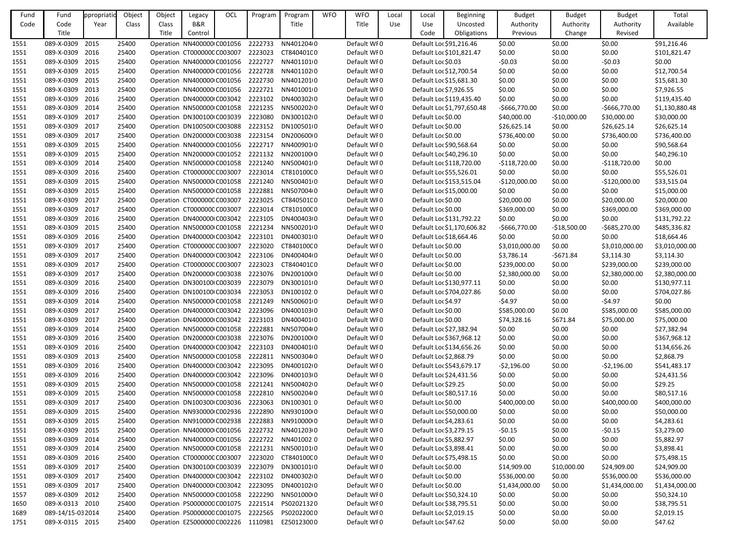| Fund Code | Fund Code Title | ppropriatio Year | Object Class | Object Class Title | Legacy B&R Control | OCL | Program | Program Title | WFO | WFO Title | Local Use | Local Use Code | Beginning Uncosted Obligations | Budget Authority Previous | Budget Authority Change | Budget Authority Revised | Total Available |
|---|---|---|---|---|---|---|---|---|---|---|---|---|---|---|---|---|---|
| 1551 | 089-X-0309 | 2015 | 25400 | Operation | NN400000( | C001056 | 2222733 | NN401204(0 | | Default WF0 | | Default Loc | $91,216.46 | $0.00 | $0.00 | $0.00 | $91,216.46 |
| 1551 | 089-X-0309 | 2016 | 25400 | Operation | CT0000000 | C003007 | 2223023 | CT840401C0 | | Default WF0 | | Default Loc | $101,821.47 | $0.00 | $0.00 | $0.00 | $101,821.47 |
| 1551 | 089-X-0309 | 2015 | 25400 | Operation | NN400000( | C001056 | 2222727 | NN401101(0 | | Default WF0 | | Default Loc | $0.03 | -$0.03 | $0.00 | -$0.03 | $0.00 |
| 1551 | 089-X-0309 | 2015 | 25400 | Operation | NN400000( | C001056 | 2222728 | NN401102(0 | | Default WF0 | | Default Loc | $12,700.54 | $0.00 | $0.00 | $0.00 | $12,700.54 |
| 1551 | 089-X-0309 | 2015 | 25400 | Operation | NN400000( | C001056 | 2222730 | NN401201(0 | | Default WF0 | | Default Loc | $15,681.30 | $0.00 | $0.00 | $0.00 | $15,681.30 |
| 1551 | 089-X-0309 | 2013 | 25400 | Operation | NN400000( | C001056 | 2222721 | NN401001(0 | | Default WF0 | | Default Loc | $7,926.55 | $0.00 | $0.00 | $0.00 | $7,926.55 |
| 1551 | 089-X-0309 | 2016 | 25400 | Operation | DN400000( | C003042 | 2223102 | DN400302(0 | | Default WF0 | | Default Loc | $119,435.40 | $0.00 | $0.00 | $0.00 | $119,435.40 |
| 1551 | 089-X-0309 | 2014 | 25400 | Operation | NN500000( | C001058 | 2221235 | NN500202(0 | | Default WF0 | | Default Loc | $1,797,650.48 | -$666,770.00 | $0.00 | -$666,770.00 | $1,130,880.48 |
| 1551 | 089-X-0309 | 2017 | 25400 | Operation | DN300100( | C003039 | 2223080 | DN300102(0 | | Default WF0 | | Default Loc | $0.00 | $40,000.00 | -$10,000.00 | $30,000.00 | $30,000.00 |
| 1551 | 089-X-0309 | 2017 | 25400 | Operation | DN100500( | C003088 | 2223152 | DN100501(0 | | Default WF0 | | Default Loc | $0.00 | $26,625.14 | $0.00 | $26,625.14 | $26,625.14 |
| 1551 | 089-X-0309 | 2017 | 25400 | Operation | DN200000( | C003038 | 2223154 | DN200600(0 | | Default WF0 | | Default Loc | $0.00 | $736,400.00 | $0.00 | $736,400.00 | $736,400.00 |
| 1551 | 089-X-0309 | 2015 | 25400 | Operation | NN400000( | C001056 | 2222717 | NN400901(0 | | Default WF0 | | Default Loc | $90,568.64 | $0.00 | $0.00 | $0.00 | $90,568.64 |
| 1551 | 089-X-0309 | 2015 | 25400 | Operation | NN200000( | C001052 | 2221132 | NN200100(0 | | Default WF0 | | Default Loc | $40,296.10 | $0.00 | $0.00 | $0.00 | $40,296.10 |
| 1551 | 089-X-0309 | 2014 | 25400 | Operation | NN500000( | C001058 | 2221240 | NN500401(0 | | Default WF0 | | Default Loc | $118,720.00 | -$118,720.00 | $0.00 | -$118,720.00 | $0.00 |
| 1551 | 089-X-0309 | 2016 | 25400 | Operation | CT0000000 | C003007 | 2223014 | CT810100C0 | | Default WF0 | | Default Loc | $55,526.01 | $0.00 | $0.00 | $0.00 | $55,526.01 |
| 1551 | 089-X-0309 | 2015 | 25400 | Operation | NN500000( | C001058 | 2221240 | NN500401(0 | | Default WF0 | | Default Loc | $153,515.04 | -$120,000.00 | $0.00 | -$120,000.00 | $33,515.04 |
| 1551 | 089-X-0309 | 2015 | 25400 | Operation | NN500000( | C001058 | 2222881 | NN507004(0 | | Default WF0 | | Default Loc | $15,000.00 | $0.00 | $0.00 | $0.00 | $15,000.00 |
| 1551 | 089-X-0309 | 2017 | 25400 | Operation | CT0000000 | C003007 | 2223025 | CT840501C0 | | Default WF0 | | Default Loc | $0.00 | $20,000.00 | $0.00 | $20,000.00 | $20,000.00 |
| 1551 | 089-X-0309 | 2017 | 25400 | Operation | CT0000000 | C003007 | 2223014 | CT810100C0 | | Default WF0 | | Default Loc | $0.00 | $369,000.00 | $0.00 | $369,000.00 | $369,000.00 |
| 1551 | 089-X-0309 | 2016 | 25400 | Operation | DN400000( | C003042 | 2223105 | DN400403(0 | | Default WF0 | | Default Loc | $131,792.22 | $0.00 | $0.00 | $0.00 | $131,792.22 |
| 1551 | 089-X-0309 | 2015 | 25400 | Operation | NN500000( | C001058 | 2221234 | NN500201(0 | | Default WF0 | | Default Loc | $1,170,606.82 | -$666,770.00 | -$18,500.00 | -$685,270.00 | $485,336.82 |
| 1551 | 089-X-0309 | 2016 | 25400 | Operation | DN400000( | C003042 | 2223101 | DN400301(0 | | Default WF0 | | Default Loc | $18,664.46 | $0.00 | $0.00 | $0.00 | $18,664.46 |
| 1551 | 089-X-0309 | 2017 | 25400 | Operation | CT0000000 | C003007 | 2223020 | CT840100C0 | | Default WF0 | | Default Loc | $0.00 | $3,010,000.00 | $0.00 | $3,010,000.00 | $3,010,000.00 |
| 1551 | 089-X-0309 | 2017 | 25400 | Operation | DN400000( | C003042 | 2223106 | DN400404(0 | | Default WF0 | | Default Loc | $0.00 | $3,786.14 | -$671.84 | $3,114.30 | $3,114.30 |
| 1551 | 089-X-0309 | 2017 | 25400 | Operation | CT0000000 | C003007 | 2223023 | CT840401C0 | | Default WF0 | | Default Loc | $0.00 | $239,000.00 | $0.00 | $239,000.00 | $239,000.00 |
| 1551 | 089-X-0309 | 2017 | 25400 | Operation | DN200000( | C003038 | 2223076 | DN200100(0 | | Default WF0 | | Default Loc | $0.00 | $2,380,000.00 | $0.00 | $2,380,000.00 | $2,380,000.00 |
| 1551 | 089-X-0309 | 2016 | 25400 | Operation | DN300100( | C003039 | 2223079 | DN300101(0 | | Default WF0 | | Default Loc | $130,977.11 | $0.00 | $0.00 | $0.00 | $130,977.11 |
| 1551 | 089-X-0309 | 2016 | 25400 | Operation | DN100100( | C003034 | 2223053 | DN100102:0 | | Default WF0 | | Default Loc | $704,027.86 | $0.00 | $0.00 | $0.00 | $704,027.86 |
| 1551 | 089-X-0309 | 2014 | 25400 | Operation | NN500000( | C001058 | 2221249 | NN500601(0 | | Default WF0 | | Default Loc | $4.97 | -$4.97 | $0.00 | -$4.97 | $0.00 |
| 1551 | 089-X-0309 | 2017 | 25400 | Operation | DN400000( | C003042 | 2223096 | DN400103(0 | | Default WF0 | | Default Loc | $0.00 | $585,000.00 | $0.00 | $585,000.00 | $585,000.00 |
| 1551 | 089-X-0309 | 2017 | 25400 | Operation | DN400000( | C003042 | 2223103 | DN400401(0 | | Default WF0 | | Default Loc | $0.00 | $74,328.16 | $671.84 | $75,000.00 | $75,000.00 |
| 1551 | 089-X-0309 | 2014 | 25400 | Operation | NN500000( | C001058 | 2222881 | NN507004(0 | | Default WF0 | | Default Loc | $27,382.94 | $0.00 | $0.00 | $0.00 | $27,382.94 |
| 1551 | 089-X-0309 | 2016 | 25400 | Operation | DN200000( | C003038 | 2223076 | DN200100(0 | | Default WF0 | | Default Loc | $367,968.12 | $0.00 | $0.00 | $0.00 | $367,968.12 |
| 1551 | 089-X-0309 | 2016 | 25400 | Operation | DN400000( | C003042 | 2223103 | DN400401(0 | | Default WF0 | | Default Loc | $134,656.26 | $0.00 | $0.00 | $0.00 | $134,656.26 |
| 1551 | 089-X-0309 | 2013 | 25400 | Operation | NN500000( | C001058 | 2222811 | NN500304(0 | | Default WF0 | | Default Loc | $2,868.79 | $0.00 | $0.00 | $0.00 | $2,868.79 |
| 1551 | 089-X-0309 | 2016 | 25400 | Operation | DN400000( | C003042 | 2223095 | DN400102(0 | | Default WF0 | | Default Loc | $543,679.17 | -$2,196.00 | $0.00 | -$2,196.00 | $541,483.17 |
| 1551 | 089-X-0309 | 2016 | 25400 | Operation | DN400000( | C003042 | 2223096 | DN400103(0 | | Default WF0 | | Default Loc | $24,431.56 | $0.00 | $0.00 | $0.00 | $24,431.56 |
| 1551 | 089-X-0309 | 2015 | 25400 | Operation | NN500000( | C001058 | 2221241 | NN500402(0 | | Default WF0 | | Default Loc | $29.25 | $0.00 | $0.00 | $0.00 | $29.25 |
| 1551 | 089-X-0309 | 2015 | 25400 | Operation | NN500000( | C001058 | 2222810 | NN500204(0 | | Default WF0 | | Default Loc | $80,517.16 | $0.00 | $0.00 | $0.00 | $80,517.16 |
| 1551 | 089-X-0309 | 2017 | 25400 | Operation | DN100300( | C003036 | 2223063 | DN100301:0 | | Default WF0 | | Default Loc | $0.00 | $400,000.00 | $0.00 | $400,000.00 | $400,000.00 |
| 1551 | 089-X-0309 | 2015 | 25400 | Operation | NN930000( | C002936 | 2222890 | NN930100(0 | | Default WF0 | | Default Loc | $50,000.00 | $0.00 | $0.00 | $0.00 | $50,000.00 |
| 1551 | 089-X-0309 | 2015 | 25400 | Operation | NN910000( | C002938 | 2222883 | NN910000(0 | | Default WF0 | | Default Loc | $4,283.61 | $0.00 | $0.00 | $0.00 | $4,283.61 |
| 1551 | 089-X-0309 | 2015 | 25400 | Operation | NN400000( | C001056 | 2222732 | NN401203(0 | | Default WF0 | | Default Loc | $3,279.15 | -$0.15 | $0.00 | -$0.15 | $3,279.00 |
| 1551 | 089-X-0309 | 2014 | 25400 | Operation | NN400000( | C001056 | 2222722 | NN401002:0 | | Default WF0 | | Default Loc | $5,882.97 | $0.00 | $0.00 | $0.00 | $5,882.97 |
| 1551 | 089-X-0309 | 2014 | 25400 | Operation | NN500000( | C001058 | 2221231 | NN500101(0 | | Default WF0 | | Default Loc | $3,898.41 | $0.00 | $0.00 | $0.00 | $3,898.41 |
| 1551 | 089-X-0309 | 2016 | 25400 | Operation | CT0000000 | C003007 | 2223020 | CT840100C0 | | Default WF0 | | Default Loc | $75,498.15 | $0.00 | $0.00 | $0.00 | $75,498.15 |
| 1551 | 089-X-0309 | 2017 | 25400 | Operation | DN300100( | C003039 | 2223079 | DN300101(0 | | Default WF0 | | Default Loc | $0.00 | $14,909.00 | $10,000.00 | $24,909.00 | $24,909.00 |
| 1551 | 089-X-0309 | 2017 | 25400 | Operation | DN400000( | C003042 | 2223102 | DN400302(0 | | Default WF0 | | Default Loc | $0.00 | $536,000.00 | $0.00 | $536,000.00 | $536,000.00 |
| 1551 | 089-X-0309 | 2017 | 25400 | Operation | DN400000( | C003042 | 2223095 | DN400102(0 | | Default WF0 | | Default Loc | $0.00 | $1,434,000.00 | $0.00 | $1,434,000.00 | $1,434,000.00 |
| 1557 | 089-X-0309 | 2012 | 25400 | Operation | NN500000( | C001058 | 2222290 | NN501000(0 | | Default WF0 | | Default Loc | $50,324.10 | $0.00 | $0.00 | $0.00 | $50,324.10 |
| 1650 | 089-X-0313 | 2010 | 25400 | Operation | PS0000000 | C001075 | 2221514 | PS02021320 | | Default WF0 | | Default Loc | $38,795.51 | $0.00 | $0.00 | $0.00 | $38,795.51 |
| 1689 | 089-14/15-03 | 2014 | 25400 | Operation | PS0000000 | C001075 | 2222565 | PS02022000 | | Default WF0 | | Default Loc | $2,019.15 | $0.00 | $0.00 | $0.00 | $2,019.15 |
| 1751 | 089-X-0315 | 2015 | 25400 | Operation | EZ5000000 | C002226 | 1110981 | EZ50123000 | | Default WF0 | | Default Loc | $47.62 | $0.00 | $0.00 | $0.00 | $47.62 |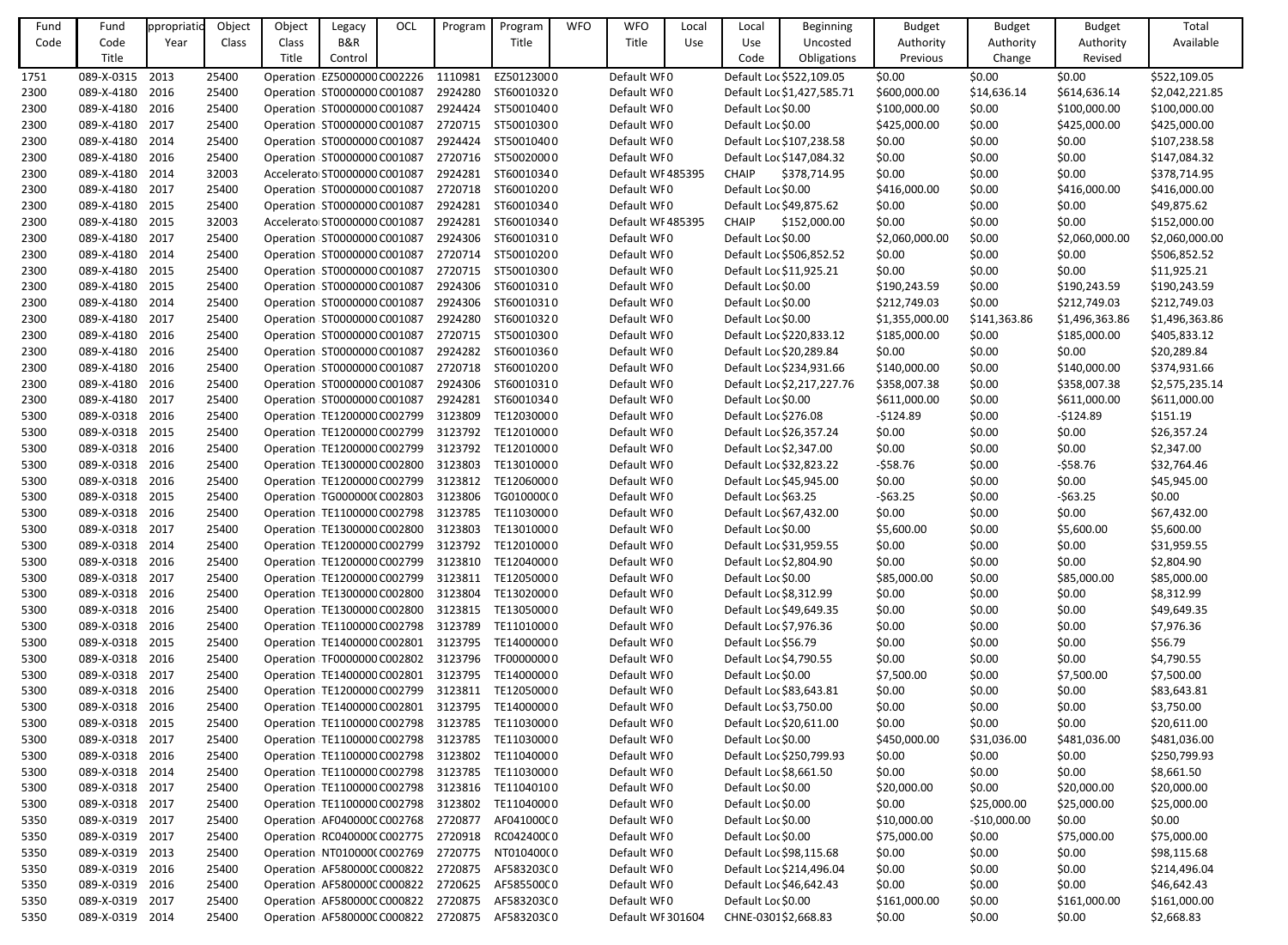| Fund Code | Fund Code Title | ppropriatio Year | Object Class | Object Class Title | Legacy B&R Control | OCL | Program | Program Title | WFO | WFO Title | Local Use | Local Use Code | Beginning Uncosted Obligations | Budget Authority Previous | Budget Authority Change | Budget Authority Revised | Total Available |
|---|---|---|---|---|---|---|---|---|---|---|---|---|---|---|---|---|---|
| 1751 | 089-X-0315 | 2013 | 25400 | Operation | EZ5000000 | C002226 | 1110981 | EZ5012300 | 0 | Default WF | 0 | | Default Loc | $522,109.05 | $0.00 | $0.00 | $0.00 | $522,109.05 |
| 2300 | 089-X-4180 | 2016 | 25400 | Operation | ST0000000 | C001087 | 2924280 | ST6001032 | 0 | Default WF | 0 | | Default Loc | $1,427,585.71 | $600,000.00 | $14,636.14 | $614,636.14 | $2,042,221.85 |
| 2300 | 089-X-4180 | 2016 | 25400 | Operation | ST0000000 | C001087 | 2924424 | ST5001040 | 0 | Default WF | 0 | | Default Loc | $0.00 | $100,000.00 | $0.00 | $100,000.00 | $100,000.00 |
| 2300 | 089-X-4180 | 2017 | 25400 | Operation | ST0000000 | C001087 | 2720715 | ST5001030 | 0 | Default WF | 0 | | Default Loc | $0.00 | $425,000.00 | $0.00 | $425,000.00 | $425,000.00 |
| 2300 | 089-X-4180 | 2014 | 25400 | Operation | ST0000000 | C001087 | 2924424 | ST5001040 | 0 | Default WF | 0 | | Default Loc | $107,238.58 | $0.00 | $0.00 | $0.00 | $107,238.58 |
| 2300 | 089-X-4180 | 2016 | 25400 | Operation | ST0000000 | C001087 | 2720716 | ST5002000 | 0 | Default WF | 0 | | Default Loc | $147,084.32 | $0.00 | $0.00 | $0.00 | $147,084.32 |
| 2300 | 089-X-4180 | 2014 | 32003 | Accelerato | ST0000000 | C001087 | 2924281 | ST6001034 | 0 | Default WF | 485395 | | CHAIP | $378,714.95 | $0.00 | $0.00 | $0.00 | $378,714.95 |
| 2300 | 089-X-4180 | 2017 | 25400 | Operation | ST0000000 | C001087 | 2720718 | ST6001020 | 0 | Default WF | 0 | | Default Loc | $0.00 | $416,000.00 | $0.00 | $416,000.00 | $416,000.00 |
| 2300 | 089-X-4180 | 2015 | 25400 | Operation | ST0000000 | C001087 | 2924281 | ST6001034 | 0 | Default WF | 0 | | Default Loc | $49,875.62 | $0.00 | $0.00 | $0.00 | $49,875.62 |
| 2300 | 089-X-4180 | 2015 | 32003 | Accelerato | ST0000000 | C001087 | 2924281 | ST6001034 | 0 | Default WF | 485395 | | CHAIP | $152,000.00 | $0.00 | $0.00 | $0.00 | $152,000.00 |
| 2300 | 089-X-4180 | 2017 | 25400 | Operation | ST0000000 | C001087 | 2924306 | ST6001031 | 0 | Default WF | 0 | | Default Loc | $0.00 | $2,060,000.00 | $0.00 | $2,060,000.00 | $2,060,000.00 |
| 2300 | 089-X-4180 | 2014 | 25400 | Operation | ST0000000 | C001087 | 2720714 | ST5001020 | 0 | Default WF | 0 | | Default Loc | $506,852.52 | $0.00 | $0.00 | $0.00 | $506,852.52 |
| 2300 | 089-X-4180 | 2015 | 25400 | Operation | ST0000000 | C001087 | 2720715 | ST5001030 | 0 | Default WF | 0 | | Default Loc | $11,925.21 | $0.00 | $0.00 | $0.00 | $11,925.21 |
| 2300 | 089-X-4180 | 2015 | 25400 | Operation | ST0000000 | C001087 | 2924306 | ST6001031 | 0 | Default WF | 0 | | Default Loc | $0.00 | $190,243.59 | $0.00 | $190,243.59 | $190,243.59 |
| 2300 | 089-X-4180 | 2014 | 25400 | Operation | ST0000000 | C001087 | 2924306 | ST6001031 | 0 | Default WF | 0 | | Default Loc | $0.00 | $212,749.03 | $0.00 | $212,749.03 | $212,749.03 |
| 2300 | 089-X-4180 | 2017 | 25400 | Operation | ST0000000 | C001087 | 2924280 | ST6001032 | 0 | Default WF | 0 | | Default Loc | $0.00 | $1,355,000.00 | $141,363.86 | $1,496,363.86 | $1,496,363.86 |
| 2300 | 089-X-4180 | 2016 | 25400 | Operation | ST0000000 | C001087 | 2720715 | ST5001030 | 0 | Default WF | 0 | | Default Loc | $220,833.12 | $185,000.00 | $0.00 | $185,000.00 | $405,833.12 |
| 2300 | 089-X-4180 | 2016 | 25400 | Operation | ST0000000 | C001087 | 2924282 | ST6001036 | 0 | Default WF | 0 | | Default Loc | $20,289.84 | $0.00 | $0.00 | $0.00 | $20,289.84 |
| 2300 | 089-X-4180 | 2016 | 25400 | Operation | ST0000000 | C001087 | 2720718 | ST6001020 | 0 | Default WF | 0 | | Default Loc | $234,931.66 | $140,000.00 | $0.00 | $140,000.00 | $374,931.66 |
| 2300 | 089-X-4180 | 2016 | 25400 | Operation | ST0000000 | C001087 | 2924306 | ST6001031 | 0 | Default WF | 0 | | Default Loc | $2,217,227.76 | $358,007.38 | $0.00 | $358,007.38 | $2,575,235.14 |
| 2300 | 089-X-4180 | 2017 | 25400 | Operation | ST0000000 | C001087 | 2924281 | ST6001034 | 0 | Default WF | 0 | | Default Loc | $0.00 | $611,000.00 | $0.00 | $611,000.00 | $611,000.00 |
| 5300 | 089-X-0318 | 2016 | 25400 | Operation | TE1200000 | C002799 | 3123809 | TE1203000 | 0 | Default WF | 0 | | Default Loc | $276.08 | -$124.89 | $0.00 | -$124.89 | $151.19 |
| 5300 | 089-X-0318 | 2015 | 25400 | Operation | TE1200000 | C002799 | 3123792 | TE1201000 | 0 | Default WF | 0 | | Default Loc | $26,357.24 | $0.00 | $0.00 | $0.00 | $26,357.24 |
| 5300 | 089-X-0318 | 2016 | 25400 | Operation | TE1200000 | C002799 | 3123792 | TE1201000 | 0 | Default WF | 0 | | Default Loc | $2,347.00 | $0.00 | $0.00 | $0.00 | $2,347.00 |
| 5300 | 089-X-0318 | 2016 | 25400 | Operation | TE1300000 | C002800 | 3123803 | TE1301000 | 0 | Default WF | 0 | | Default Loc | $32,823.22 | -$58.76 | $0.00 | -$58.76 | $32,764.46 |
| 5300 | 089-X-0318 | 2016 | 25400 | Operation | TE1200000 | C002799 | 3123812 | TE1206000 | 0 | Default WF | 0 | | Default Loc | $45,945.00 | $0.00 | $0.00 | $0.00 | $45,945.00 |
| 5300 | 089-X-0318 | 2015 | 25400 | Operation | TG000000C | C002803 | 3123806 | TG010000C | 0 | Default WF | 0 | | Default Loc | $63.25 | -$63.25 | $0.00 | -$63.25 | $0.00 |
| 5300 | 089-X-0318 | 2016 | 25400 | Operation | TE1100000 | C002798 | 3123785 | TE1103000 | 0 | Default WF | 0 | | Default Loc | $67,432.00 | $0.00 | $0.00 | $0.00 | $67,432.00 |
| 5300 | 089-X-0318 | 2017 | 25400 | Operation | TE1300000 | C002800 | 3123803 | TE1301000 | 0 | Default WF | 0 | | Default Loc | $0.00 | $5,600.00 | $0.00 | $5,600.00 | $5,600.00 |
| 5300 | 089-X-0318 | 2014 | 25400 | Operation | TE1200000 | C002799 | 3123792 | TE1201000 | 0 | Default WF | 0 | | Default Loc | $31,959.55 | $0.00 | $0.00 | $0.00 | $31,959.55 |
| 5300 | 089-X-0318 | 2016 | 25400 | Operation | TE1200000 | C002799 | 3123810 | TE1204000 | 0 | Default WF | 0 | | Default Loc | $2,804.90 | $0.00 | $0.00 | $0.00 | $2,804.90 |
| 5300 | 089-X-0318 | 2017 | 25400 | Operation | TE1200000 | C002799 | 3123811 | TE1205000 | 0 | Default WF | 0 | | Default Loc | $0.00 | $85,000.00 | $0.00 | $85,000.00 | $85,000.00 |
| 5300 | 089-X-0318 | 2016 | 25400 | Operation | TE1300000 | C002800 | 3123804 | TE1302000 | 0 | Default WF | 0 | | Default Loc | $8,312.99 | $0.00 | $0.00 | $0.00 | $8,312.99 |
| 5300 | 089-X-0318 | 2016 | 25400 | Operation | TE1300000 | C002800 | 3123815 | TE1305000 | 0 | Default WF | 0 | | Default Loc | $49,649.35 | $0.00 | $0.00 | $0.00 | $49,649.35 |
| 5300 | 089-X-0318 | 2016 | 25400 | Operation | TE1100000 | C002798 | 3123789 | TE1101000 | 0 | Default WF | 0 | | Default Loc | $7,976.36 | $0.00 | $0.00 | $0.00 | $7,976.36 |
| 5300 | 089-X-0318 | 2015 | 25400 | Operation | TE1400000 | C002801 | 3123795 | TE1400000 | 0 | Default WF | 0 | | Default Loc | $56.79 | $0.00 | $0.00 | $0.00 | $56.79 |
| 5300 | 089-X-0318 | 2016 | 25400 | Operation | TF0000000 | C002802 | 3123796 | TF0000000 | 0 | Default WF | 0 | | Default Loc | $4,790.55 | $0.00 | $0.00 | $0.00 | $4,790.55 |
| 5300 | 089-X-0318 | 2017 | 25400 | Operation | TE1400000 | C002801 | 3123795 | TE1400000 | 0 | Default WF | 0 | | Default Loc | $0.00 | $7,500.00 | $0.00 | $7,500.00 | $7,500.00 |
| 5300 | 089-X-0318 | 2016 | 25400 | Operation | TE1200000 | C002799 | 3123811 | TE1205000 | 0 | Default WF | 0 | | Default Loc | $83,643.81 | $0.00 | $0.00 | $0.00 | $83,643.81 |
| 5300 | 089-X-0318 | 2016 | 25400 | Operation | TE1400000 | C002801 | 3123795 | TE1400000 | 0 | Default WF | 0 | | Default Loc | $3,750.00 | $0.00 | $0.00 | $0.00 | $3,750.00 |
| 5300 | 089-X-0318 | 2015 | 25400 | Operation | TE1100000 | C002798 | 3123785 | TE1103000 | 0 | Default WF | 0 | | Default Loc | $20,611.00 | $0.00 | $0.00 | $0.00 | $20,611.00 |
| 5300 | 089-X-0318 | 2017 | 25400 | Operation | TE1100000 | C002798 | 3123785 | TE1103000 | 0 | Default WF | 0 | | Default Loc | $0.00 | $450,000.00 | $31,036.00 | $481,036.00 | $481,036.00 |
| 5300 | 089-X-0318 | 2016 | 25400 | Operation | TE1100000 | C002798 | 3123802 | TE1104000 | 0 | Default WF | 0 | | Default Loc | $250,799.93 | $0.00 | $0.00 | $0.00 | $250,799.93 |
| 5300 | 089-X-0318 | 2014 | 25400 | Operation | TE1100000 | C002798 | 3123785 | TE1103000 | 0 | Default WF | 0 | | Default Loc | $8,661.50 | $0.00 | $0.00 | $0.00 | $8,661.50 |
| 5300 | 089-X-0318 | 2017 | 25400 | Operation | TE1100000 | C002798 | 3123816 | TE1104010 | 0 | Default WF | 0 | | Default Loc | $0.00 | $20,000.00 | $0.00 | $20,000.00 | $20,000.00 |
| 5300 | 089-X-0318 | 2017 | 25400 | Operation | TE1100000 | C002798 | 3123802 | TE1104000 | 0 | Default WF | 0 | | Default Loc | $0.00 | $0.00 | $25,000.00 | $25,000.00 | $25,000.00 |
| 5350 | 089-X-0319 | 2017 | 25400 | Operation | AF040000C | C002768 | 2720877 | AF041000C | 0 | Default WF | 0 | | Default Loc | $0.00 | $10,000.00 | -$10,000.00 | $0.00 | $0.00 |
| 5350 | 089-X-0319 | 2017 | 25400 | Operation | RC040000C | C002775 | 2720918 | RC042400C | 0 | Default WF | 0 | | Default Loc | $0.00 | $75,000.00 | $0.00 | $75,000.00 | $75,000.00 |
| 5350 | 089-X-0319 | 2013 | 25400 | Operation | NT010000C | C002769 | 2720775 | NT010400C | 0 | Default WF | 0 | | Default Loc | $98,115.68 | $0.00 | $0.00 | $0.00 | $98,115.68 |
| 5350 | 089-X-0319 | 2016 | 25400 | Operation | AF580000C | C000822 | 2720875 | AF583203C | 0 | Default WF | 0 | | Default Loc | $214,496.04 | $0.00 | $0.00 | $0.00 | $214,496.04 |
| 5350 | 089-X-0319 | 2016 | 25400 | Operation | AF580000C | C000822 | 2720625 | AF585500C | 0 | Default WF | 0 | | Default Loc | $46,642.43 | $0.00 | $0.00 | $0.00 | $46,642.43 |
| 5350 | 089-X-0319 | 2017 | 25400 | Operation | AF580000C | C000822 | 2720875 | AF583203C | 0 | Default WF | 0 | | Default Loc | $0.00 | $161,000.00 | $0.00 | $161,000.00 | $161,000.00 |
| 5350 | 089-X-0319 | 2014 | 25400 | Operation | AF580000C | C000822 | 2720875 | AF583203C | 0 | Default WF | 301604 | | CHNE-0301 | $2,668.83 | $0.00 | $0.00 | $0.00 | $2,668.83 |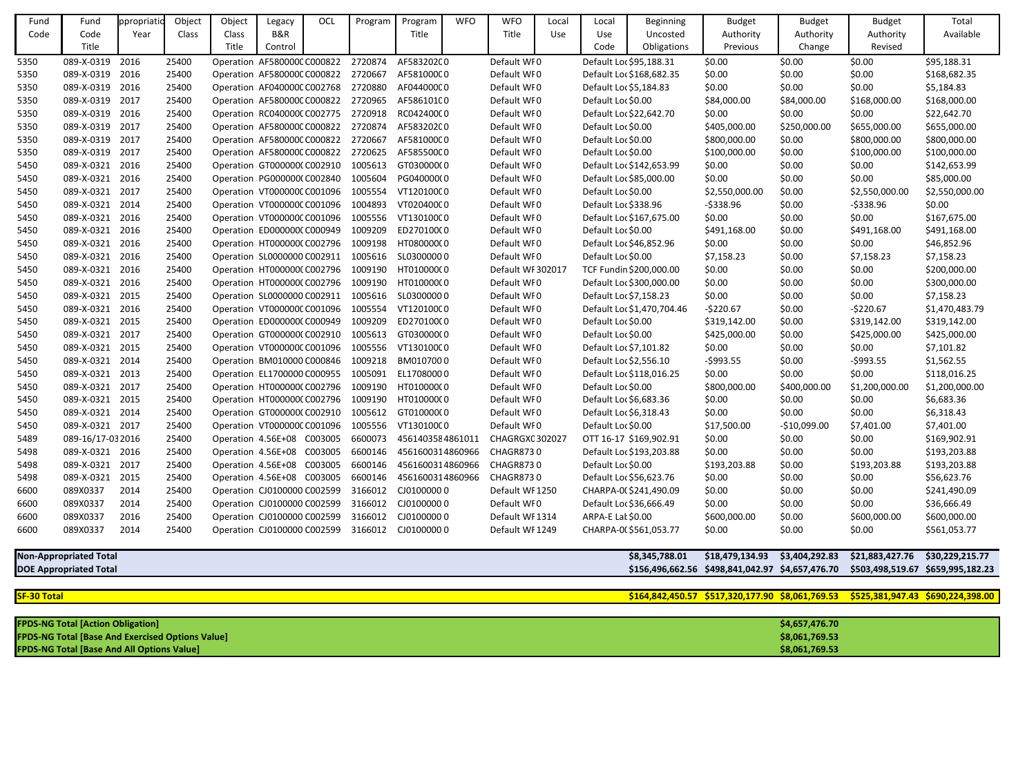| Fund Code | Fund Code Title | Appropriation Year | Object Class | Object Class Title | Legacy B&R Control | OCL | Program | Program Title | WFO | WFO Title | Local Use | Local Use Code | Beginning Uncosted Obligations | Budget Authority Previous | Budget Authority Change | Budget Authority Revised | Total Available |
|---|---|---|---|---|---|---|---|---|---|---|---|---|---|---|---|---|---|
| 5350 | 089-X-0319 | 2016 | 25400 | Operation | AF580000C | C000822 | 2720874 | AF583202C | 0 | Default WF | 0 | Default Loc | $95,188.31 | $0.00 | $0.00 | $0.00 | $95,188.31 |
| 5350 | 089-X-0319 | 2016 | 25400 | Operation | AF580000C | C000822 | 2720667 | AF581000C | 0 | Default WF | 0 | Default Loc | $168,682.35 | $0.00 | $0.00 | $0.00 | $168,682.35 |
| 5350 | 089-X-0319 | 2016 | 25400 | Operation | AF040000C | C002768 | 2720880 | AF044000C | 0 | Default WF | 0 | Default Loc | $5,184.83 | $0.00 | $0.00 | $0.00 | $5,184.83 |
| 5350 | 089-X-0319 | 2017 | 25400 | Operation | AF580000C | C000822 | 2720965 | AF586101C | 0 | Default WF | 0 | Default Loc | $0.00 | $84,000.00 | $84,000.00 | $168,000.00 | $168,000.00 |
| 5350 | 089-X-0319 | 2016 | 25400 | Operation | RC040000C | C002775 | 2720918 | RC042400C | 0 | Default WF | 0 | Default Loc | $22,642.70 | $0.00 | $0.00 | $0.00 | $22,642.70 |
| 5350 | 089-X-0319 | 2017 | 25400 | Operation | AF580000C | C000822 | 2720874 | AF583202C | 0 | Default WF | 0 | Default Loc | $0.00 | $405,000.00 | $250,000.00 | $655,000.00 | $655,000.00 |
| 5350 | 089-X-0319 | 2017 | 25400 | Operation | AF580000C | C000822 | 2720667 | AF581000C | 0 | Default WF | 0 | Default Loc | $0.00 | $800,000.00 | $0.00 | $800,000.00 | $800,000.00 |
| 5350 | 089-X-0319 | 2017 | 25400 | Operation | AF580000C | C000822 | 2720625 | AF585500C | 0 | Default WF | 0 | Default Loc | $0.00 | $100,000.00 | $0.00 | $100,000.00 | $100,000.00 |
| 5450 | 089-X-0321 | 2016 | 25400 | Operation | GT000000C | C002910 | 1005613 | GT030000C | 0 | Default WF | 0 | Default Loc | $142,653.99 | $0.00 | $0.00 | $0.00 | $142,653.99 |
| 5450 | 089-X-0321 | 2016 | 25400 | Operation | PG000000C | C002840 | 1005604 | PG040000C | 0 | Default WF | 0 | Default Loc | $85,000.00 | $0.00 | $0.00 | $0.00 | $85,000.00 |
| 5450 | 089-X-0321 | 2017 | 25400 | Operation | VT000000C | C001096 | 1005554 | VT120100C | 0 | Default WF | 0 | Default Loc | $0.00 | $2,550,000.00 | $0.00 | $2,550,000.00 | $2,550,000.00 |
| 5450 | 089-X-0321 | 2014 | 25400 | Operation | VT000000C | C001096 | 1004893 | VT020400C | 0 | Default WF | 0 | Default Loc | $338.96 | -$338.96 | $0.00 | -$338.96 | $0.00 |
| 5450 | 089-X-0321 | 2016 | 25400 | Operation | VT000000C | C001096 | 1005556 | VT130100C | 0 | Default WF | 0 | Default Loc | $167,675.00 | $0.00 | $0.00 | $0.00 | $167,675.00 |
| 5450 | 089-X-0321 | 2016 | 25400 | Operation | ED000000C | C000949 | 1009209 | ED270100C | 0 | Default WF | 0 | Default Loc | $0.00 | $491,168.00 | $0.00 | $491,168.00 | $491,168.00 |
| 5450 | 089-X-0321 | 2016 | 25400 | Operation | HT000000C | C002796 | 1009198 | HT080000C | 0 | Default WF | 0 | Default Loc | $46,852.96 | $0.00 | $0.00 | $0.00 | $46,852.96 |
| 5450 | 089-X-0321 | 2016 | 25400 | Operation | SL0000000 | C002911 | 1005616 | SL0300000 | 0 | Default WF | 0 | Default Loc | $0.00 | $7,158.23 | $0.00 | $7,158.23 | $7,158.23 |
| 5450 | 089-X-0321 | 2016 | 25400 | Operation | HT000000C | C002796 | 1009190 | HT010000C | 0 | Default WF | 302017 | TCF Fundin | $200,000.00 | $0.00 | $0.00 | $0.00 | $200,000.00 |
| 5450 | 089-X-0321 | 2016 | 25400 | Operation | HT000000C | C002796 | 1009190 | HT010000C | 0 | Default WF | 0 | Default Loc | $300,000.00 | $0.00 | $0.00 | $0.00 | $300,000.00 |
| 5450 | 089-X-0321 | 2015 | 25400 | Operation | SL0000000 | C002911 | 1005616 | SL0300000 | 0 | Default WF | 0 | Default Loc | $7,158.23 | $0.00 | $0.00 | $0.00 | $7,158.23 |
| 5450 | 089-X-0321 | 2016 | 25400 | Operation | VT000000C | C001096 | 1005554 | VT120100C | 0 | Default WF | 0 | Default Loc | $1,470,704.46 | -$220.67 | $0.00 | -$220.67 | $1,470,483.79 |
| 5450 | 089-X-0321 | 2015 | 25400 | Operation | ED000000C | C000949 | 1009209 | ED270100C | 0 | Default WF | 0 | Default Loc | $0.00 | $319,142.00 | $0.00 | $319,142.00 | $319,142.00 |
| 5450 | 089-X-0321 | 2017 | 25400 | Operation | GT000000C | C002910 | 1005613 | GT030000C | 0 | Default WF | 0 | Default Loc | $0.00 | $425,000.00 | $0.00 | $425,000.00 | $425,000.00 |
| 5450 | 089-X-0321 | 2015 | 25400 | Operation | VT000000C | C001096 | 1005556 | VT130100C | 0 | Default WF | 0 | Default Loc | $7,101.82 | $0.00 | $0.00 | $0.00 | $7,101.82 |
| 5450 | 089-X-0321 | 2014 | 25400 | Operation | BM010000 | C000846 | 1009218 | BM0107000 | 0 | Default WF | 0 | Default Loc | $2,556.10 | -$993.55 | $0.00 | -$993.55 | $1,562.55 |
| 5450 | 089-X-0321 | 2013 | 25400 | Operation | EL1700000 | C000955 | 1005091 | EL1708000 | 0 | Default WF | 0 | Default Loc | $118,016.25 | $0.00 | $0.00 | $0.00 | $118,016.25 |
| 5450 | 089-X-0321 | 2017 | 25400 | Operation | HT000000C | C002796 | 1009190 | HT010000C | 0 | Default WF | 0 | Default Loc | $0.00 | $800,000.00 | $400,000.00 | $1,200,000.00 | $1,200,000.00 |
| 5450 | 089-X-0321 | 2015 | 25400 | Operation | HT000000C | C002796 | 1009190 | HT010000C | 0 | Default WF | 0 | Default Loc | $6,683.36 | $0.00 | $0.00 | $0.00 | $6,683.36 |
| 5450 | 089-X-0321 | 2014 | 25400 | Operation | GT000000C | C002910 | 1005612 | GT010000C | 0 | Default WF | 0 | Default Loc | $6,318.43 | $0.00 | $0.00 | $0.00 | $6,318.43 |
| 5450 | 089-X-0321 | 2017 | 25400 | Operation | VT000000C | C001096 | 1005556 | VT130100C | 0 | Default WF | 0 | Default Loc | $0.00 | $17,500.00 | -$10,099.00 | $7,401.00 | $7,401.00 |
| 5489 | 089-16/17-03 | 2016 | 25400 | Operation | 4.56E+08 | C003005 | 6600073 | 456140358 | 4861011 | CHAGRGXC | 302027 | OTT 16-17 | $169,902.91 | $0.00 | $0.00 | $0.00 | $169,902.91 |
| 5498 | 089-X-0321 | 2016 | 25400 | Operation | 4.56E+08 | C003005 | 6600146 | 456160031 | 4860966 | CHAGR873 | 0 | Default Loc | $193,203.88 | $0.00 | $0.00 | $0.00 | $193,203.88 |
| 5498 | 089-X-0321 | 2017 | 25400 | Operation | 4.56E+08 | C003005 | 6600146 | 456160031 | 4860966 | CHAGR873 | 0 | Default Loc | $0.00 | $193,203.88 | $0.00 | $193,203.88 | $193,203.88 |
| 5498 | 089-X-0321 | 2015 | 25400 | Operation | 4.56E+08 | C003005 | 6600146 | 456160031 | 4860966 | CHAGR873 | 0 | Default Loc | $56,623.76 | $0.00 | $0.00 | $0.00 | $56,623.76 |
| 6600 | 089X0337 | 2014 | 25400 | Operation | CJ0100000 | C002599 | 3166012 | CJ0100000 | 0 | Default WF | 1250 | CHARPA-0( | $241,490.09 | $0.00 | $0.00 | $0.00 | $241,490.09 |
| 6600 | 089X0337 | 2014 | 25400 | Operation | CJ0100000 | C002599 | 3166012 | CJ0100000 | 0 | Default WF | 0 | Default Loc | $36,666.49 | $0.00 | $0.00 | $0.00 | $36,666.49 |
| 6600 | 089X0337 | 2016 | 25400 | Operation | CJ0100000 | C002599 | 3166012 | CJ0100000 | 0 | Default WF | 1314 | ARPA-E Lab | $0.00 | $600,000.00 | $0.00 | $600,000.00 | $600,000.00 |
| 6600 | 089X0337 | 2014 | 25400 | Operation | CJ0100000 | C002599 | 3166012 | CJ0100000 | 0 | Default WF | 1249 | CHARPA-0( | $561,053.77 | $0.00 | $0.00 | $0.00 | $561,053.77 |
| **Non-Appropriated Total** | | | | | | | | | | | | | **$8,345,788.01** | **$18,479,134.93** | **$3,404,292.83** | **$21,883,427.76** | **$30,229,215.77** |
| **DOE Appropriated Total** | | | | | | | | | | | | | **$156,496,662.56** | **$498,841,042.97** | **$4,657,476.70** | **$503,498,519.67** | **$659,995,182.23** |
| **SF-30 Total** | | | | | | | | | | | | | **$164,842,450.57** | **$517,320,177.90** | **$8,061,769.53** | **$525,381,947.43** | **$690,224,398.00** |

| | |
|---|---|
| **FPDS-NG Total [Action Obligation]** | **$4,657,476.70** |
| **FPDS-NG Total [Base And Exercised Options Value]** | **$8,061,769.53** |
| **FPDS-NG Total [Base And All Options Value]** | **$8,061,769.53** |